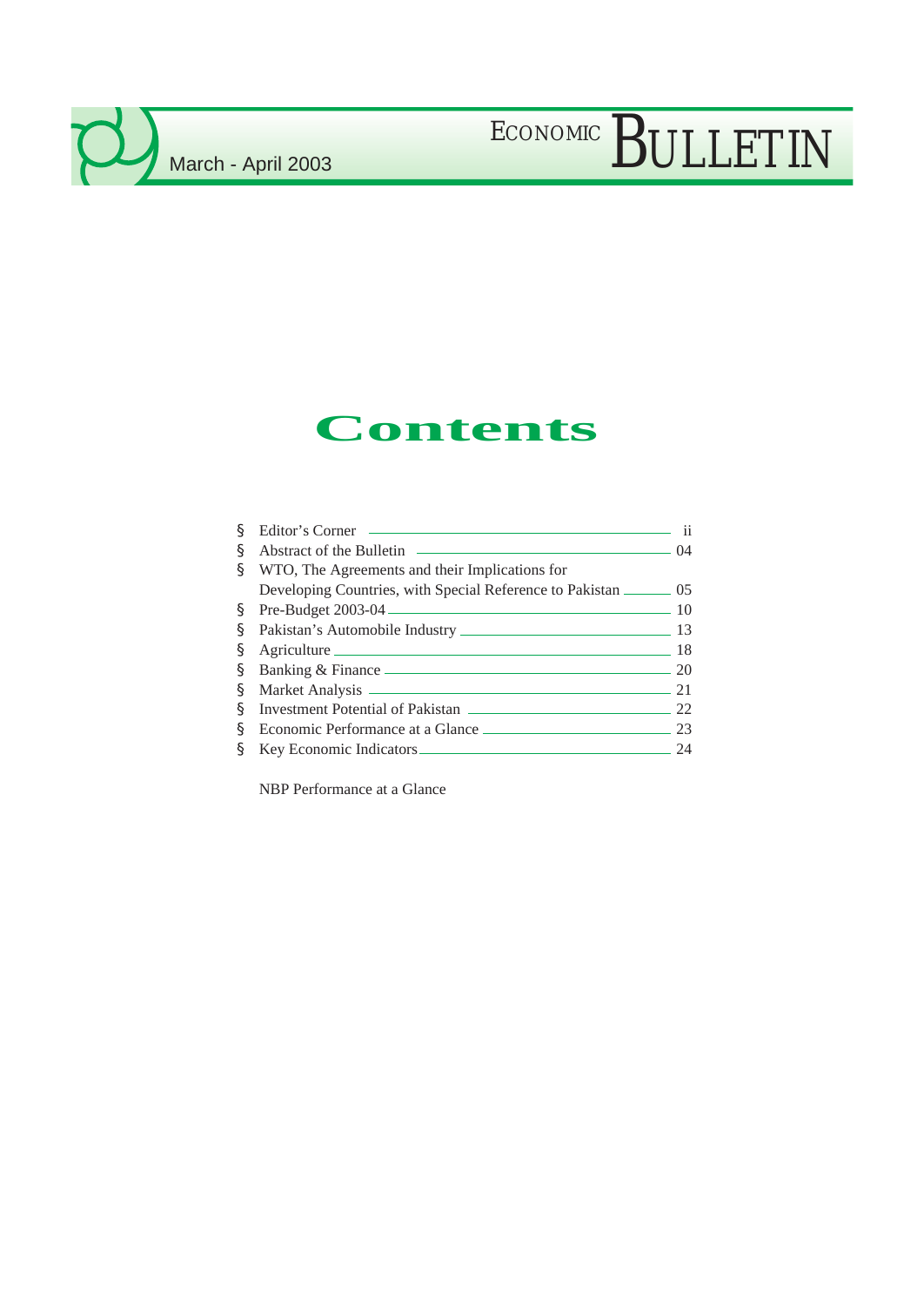# ECONOMIC BULLETIN

March - April 2003

## Contents

- Editor's Corner — ii
- Abstract of the Bulletin — 04
- WTO, The Agreements and their Implications for Developing Countries, with Special Reference to Pakistan — 05
- Pre-Budget 2003-04 — 10
- Pakistan's Automobile Industry — 13
- Agriculture — 18
- Banking & Finance — 20
- Market Analysis — 21
- Investment Potential of Pakistan — 22
- Economic Performance at a Glance — 23
- Key Economic Indicators — 24

NBP Performance at a Glance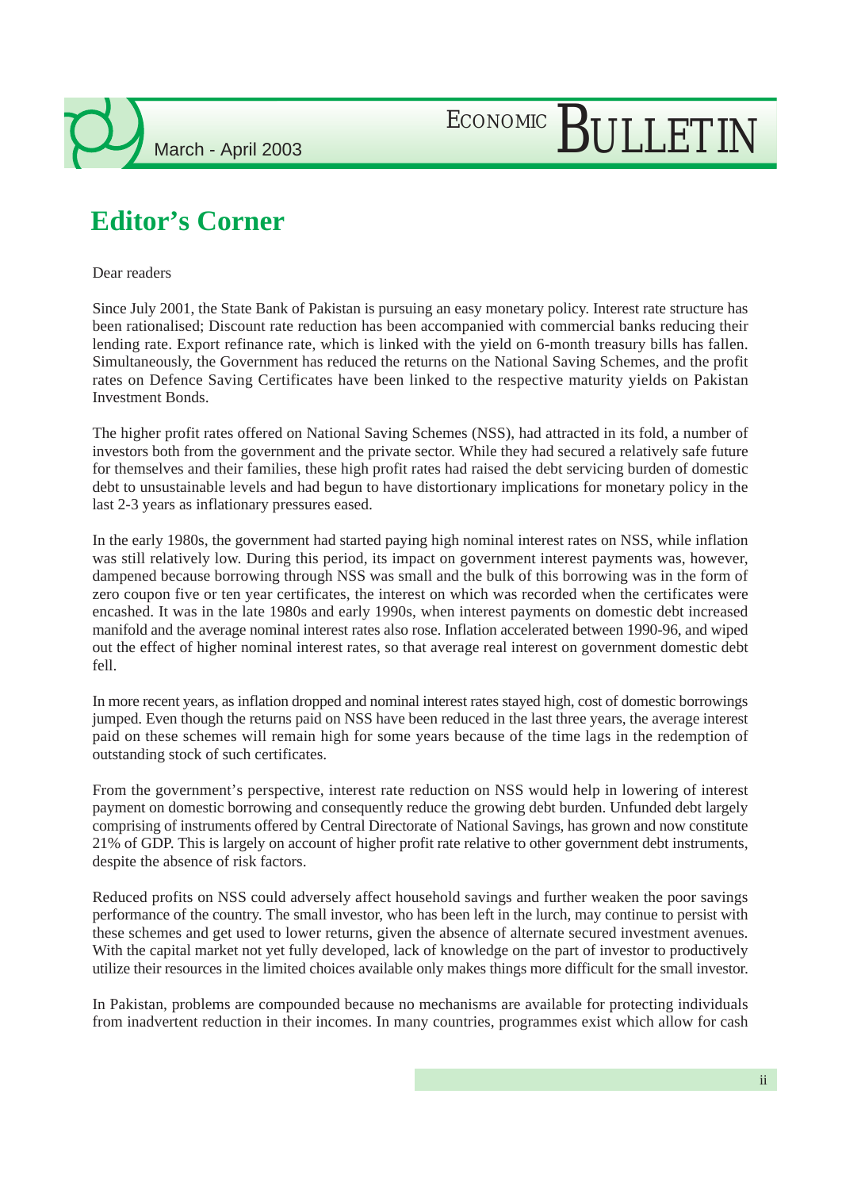# Editor's Corner

Dear readers

Since July 2001, the State Bank of Pakistan is pursuing an easy monetary policy. Interest rate structure has been rationalised; Discount rate reduction has been accompanied with commercial banks reducing their lending rate. Export refinance rate, which is linked with the yield on 6-month treasury bills has fallen. Simultaneously, the Government has reduced the returns on the National Saving Schemes, and the profit rates on Defence Saving Certificates have been linked to the respective maturity yields on Pakistan Investment Bonds.

The higher profit rates offered on National Saving Schemes (NSS), had attracted in its fold, a number of investors both from the government and the private sector. While they had secured a relatively safe future for themselves and their families, these high profit rates had raised the debt servicing burden of domestic debt to unsustainable levels and had begun to have distortionary implications for monetary policy in the last 2-3 years as inflationary pressures eased.

In the early 1980s, the government had started paying high nominal interest rates on NSS, while inflation was still relatively low. During this period, its impact on government interest payments was, however, dampened because borrowing through NSS was small and the bulk of this borrowing was in the form of zero coupon five or ten year certificates, the interest on which was recorded when the certificates were encashed. It was in the late 1980s and early 1990s, when interest payments on domestic debt increased manifold and the average nominal interest rates also rose. Inflation accelerated between 1990-96, and wiped out the effect of higher nominal interest rates, so that average real interest on government domestic debt fell.

In more recent years, as inflation dropped and nominal interest rates stayed high, cost of domestic borrowings jumped. Even though the returns paid on NSS have been reduced in the last three years, the average interest paid on these schemes will remain high for some years because of the time lags in the redemption of outstanding stock of such certificates.

From the government's perspective, interest rate reduction on NSS would help in lowering of interest payment on domestic borrowing and consequently reduce the growing debt burden. Unfunded debt largely comprising of instruments offered by Central Directorate of National Savings, has grown and now constitute 21% of GDP. This is largely on account of higher profit rate relative to other government debt instruments, despite the absence of risk factors.

Reduced profits on NSS could adversely affect household savings and further weaken the poor savings performance of the country. The small investor, who has been left in the lurch, may continue to persist with these schemes and get used to lower returns, given the absence of alternate secured investment avenues. With the capital market not yet fully developed, lack of knowledge on the part of investor to productively utilize their resources in the limited choices available only makes things more difficult for the small investor.

In Pakistan, problems are compounded because no mechanisms are available for protecting individuals from inadvertent reduction in their incomes. In many countries, programmes exist which allow for cash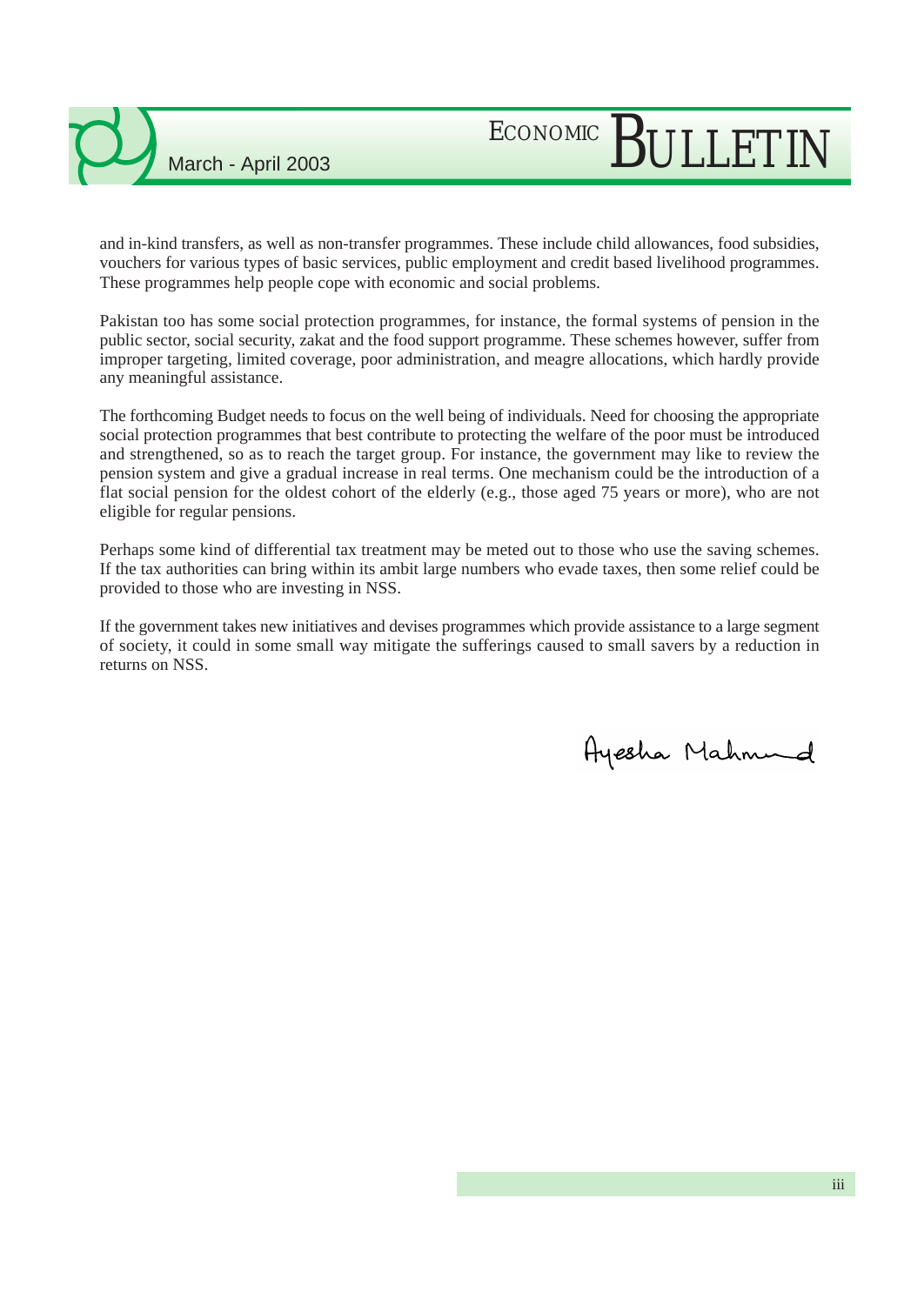and in-kind transfers, as well as non-transfer programmes. These include child allowances, food subsidies, vouchers for various types of basic services, public employment and credit based livelihood programmes. These programmes help people cope with economic and social problems.

Pakistan too has some social protection programmes, for instance, the formal systems of pension in the public sector, social security, zakat and the food support programme. These schemes however, suffer from improper targeting, limited coverage, poor administration, and meagre allocations, which hardly provide any meaningful assistance.

The forthcoming Budget needs to focus on the well being of individuals. Need for choosing the appropriate social protection programmes that best contribute to protecting the welfare of the poor must be introduced and strengthened, so as to reach the target group. For instance, the government may like to review the pension system and give a gradual increase in real terms. One mechanism could be the introduction of a flat social pension for the oldest cohort of the elderly (e.g., those aged 75 years or more), who are not eligible for regular pensions.

Perhaps some kind of differential tax treatment may be meted out to those who use the saving schemes. If the tax authorities can bring within its ambit large numbers who evade taxes, then some relief could be provided to those who are investing in NSS.

If the government takes new initiatives and devises programmes which provide assistance to a large segment of society, it could in some small way mitigate the sufferings caused to small savers by a reduction in returns on NSS.

Ayesha Mahmud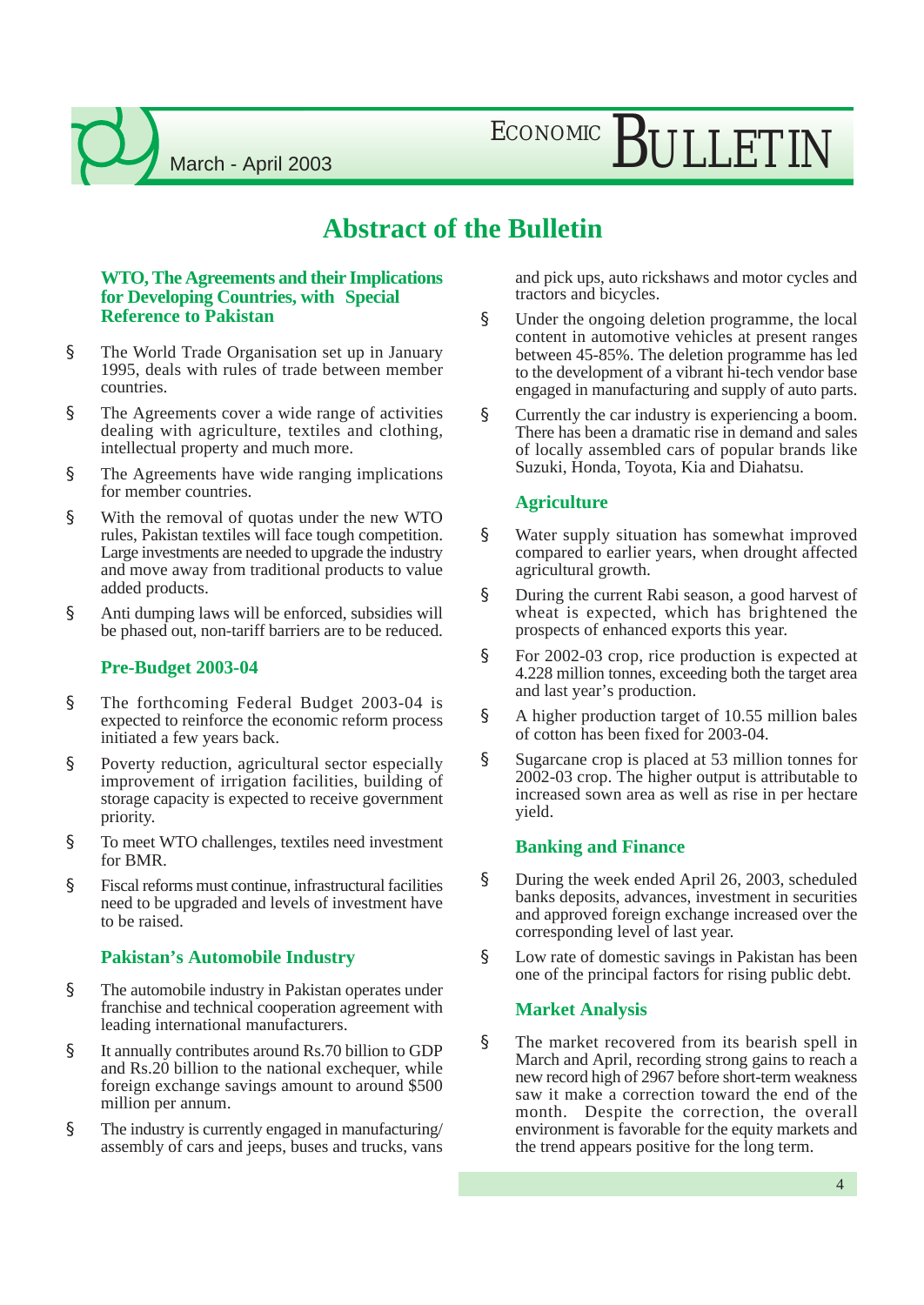# Abstract of the Bulletin

### WTO, The Agreements and their Implications for Developing Countries, with Special Reference to Pakistan

- The World Trade Organisation set up in January 1995, deals with rules of trade between member countries.
- The Agreements cover a wide range of activities dealing with agriculture, textiles and clothing, intellectual property and much more.
- The Agreements have wide ranging implications for member countries.
- With the removal of quotas under the new WTO rules, Pakistan textiles will face tough competition. Large investments are needed to upgrade the industry and move away from traditional products to value added products.
- Anti dumping laws will be enforced, subsidies will be phased out, non-tariff barriers are to be reduced.

### Pre-Budget 2003-04

- The forthcoming Federal Budget 2003-04 is expected to reinforce the economic reform process initiated a few years back.
- Poverty reduction, agricultural sector especially improvement of irrigation facilities, building of storage capacity is expected to receive government priority.
- To meet WTO challenges, textiles need investment for BMR.
- Fiscal reforms must continue, infrastructural facilities need to be upgraded and levels of investment have to be raised.

### Pakistan's Automobile Industry

- The automobile industry in Pakistan operates under franchise and technical cooperation agreement with leading international manufacturers.
- It annually contributes around Rs.70 billion to GDP and Rs.20 billion to the national exchequer, while foreign exchange savings amount to around $500 million per annum.
- The industry is currently engaged in manufacturing/ assembly of cars and jeeps, buses and trucks, vans and pick ups, auto rickshaws and motor cycles and tractors and bicycles.
- Under the ongoing deletion programme, the local content in automotive vehicles at present ranges between 45-85%. The deletion programme has led to the development of a vibrant hi-tech vendor base engaged in manufacturing and supply of auto parts.
- Currently the car industry is experiencing a boom. There has been a dramatic rise in demand and sales of locally assembled cars of popular brands like Suzuki, Honda, Toyota, Kia and Diahatsu.

### Agriculture

- Water supply situation has somewhat improved compared to earlier years, when drought affected agricultural growth.
- During the current Rabi season, a good harvest of wheat is expected, which has brightened the prospects of enhanced exports this year.
- For 2002-03 crop, rice production is expected at 4.228 million tonnes, exceeding both the target area and last year's production.
- A higher production target of 10.55 million bales of cotton has been fixed for 2003-04.
- Sugarcane crop is placed at 53 million tonnes for 2002-03 crop. The higher output is attributable to increased sown area as well as rise in per hectare yield.

### Banking and Finance

- During the week ended April 26, 2003, scheduled banks deposits, advances, investment in securities and approved foreign exchange increased over the corresponding level of last year.
- Low rate of domestic savings in Pakistan has been one of the principal factors for rising public debt.

### Market Analysis

- The market recovered from its bearish spell in March and April, recording strong gains to reach a new record high of 2967 before short-term weakness saw it make a correction toward the end of the month. Despite the correction, the overall environment is favorable for the equity markets and the trend appears positive for the long term.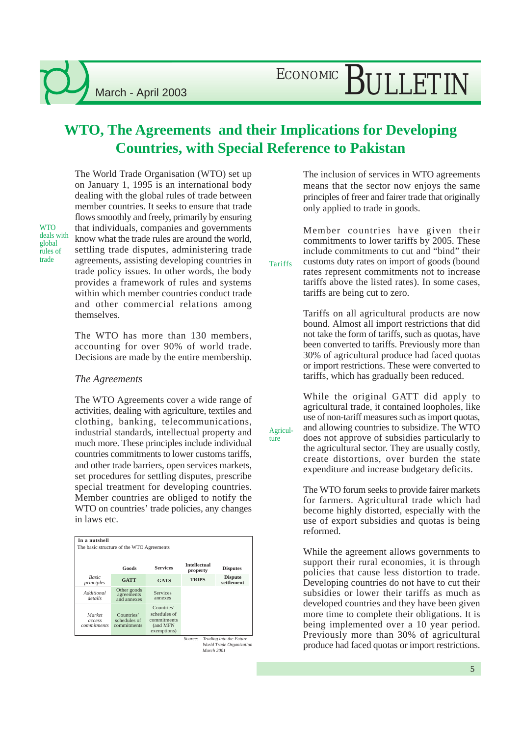# WTO, The Agreements and their Implications for Developing Countries, with Special Reference to Pakistan

WTO deals with global rules of trade

The World Trade Organisation (WTO) set up on January 1, 1995 is an international body dealing with the global rules of trade between member countries. It seeks to ensure that trade flows smoothly and freely, primarily by ensuring that individuals, companies and governments know what the trade rules are around the world, settling trade disputes, administering trade agreements, assisting developing countries in trade policy issues. In other words, the body provides a framework of rules and systems within which member countries conduct trade and other commercial relations among themselves.

The WTO has more than 130 members, accounting for over 90% of world trade. Decisions are made by the entire membership.

*The Agreements*

The WTO Agreements cover a wide range of activities, dealing with agriculture, textiles and clothing, banking, telecommunications, industrial standards, intellectual property and much more. These principles include individual countries commitments to lower customs tariffs, and other trade barriers, open services markets, set procedures for settling disputes, prescribe special treatment for developing countries. Member countries are obliged to notify the WTO on countries' trade policies, any changes in laws etc.

**In a nutshell**
The basic structure of the WTO Agreements

| | Goods | Services | Intellectual property | Disputes |
|---|---|---|---|---|
| *Basic principles* | GATT | GATS | TRIPS | Dispute settlement |
| *Additional details* | Other goods agreements and annexes | Services annexes | | |
| *Market access commitments* | Countries' schedules of commitments | Countries' schedules of commitments (and MFN exemptions) | | |

*Source: Trading into the Future World Trade Organization March 2001*

The inclusion of services in WTO agreements means that the sector now enjoys the same principles of freer and fairer trade that originally only applied to trade in goods.

Tariffs

Member countries have given their commitments to lower tariffs by 2005. These include commitments to cut and "bind" their customs duty rates on import of goods (bound rates represent commitments not to increase tariffs above the listed rates). In some cases, tariffs are being cut to zero.

Tariffs on all agricultural products are now bound. Almost all import restrictions that did not take the form of tariffs, such as quotas, have been converted to tariffs. Previously more than 30% of agricultural produce had faced quotas or import restrictions. These were converted to tariffs, which has gradually been reduced.

Agriculture

While the original GATT did apply to agricultural trade, it contained loopholes, like use of non-tariff measures such as import quotas, and allowing countries to subsidize. The WTO does not approve of subsidies particularly to the agricultural sector. They are usually costly, create distortions, over burden the state expenditure and increase budgetary deficits.

The WTO forum seeks to provide fairer markets for farmers. Agricultural trade which had become highly distorted, especially with the use of export subsidies and quotas is being reformed.

While the agreement allows governments to support their rural economies, it is through policies that cause less distortion to trade. Developing countries do not have to cut their subsidies or lower their tariffs as much as developed countries and they have been given more time to complete their obligations. It is being implemented over a 10 year period. Previously more than 30% of agricultural produce had faced quotas or import restrictions.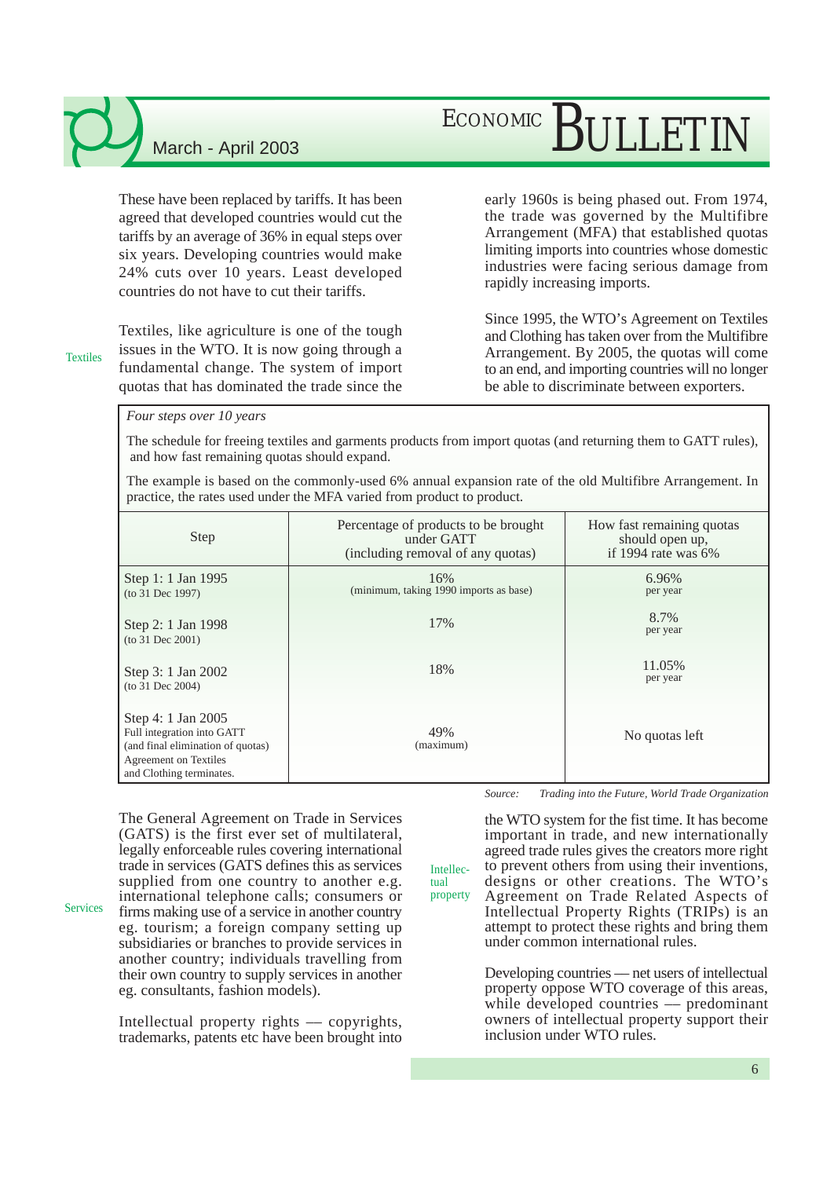These have been replaced by tariffs. It has been agreed that developed countries would cut the tariffs by an average of 36% in equal steps over six years. Developing countries would make 24% cuts over 10 years. Least developed countries do not have to cut their tariffs.

**Textiles**

Textiles, like agriculture is one of the tough issues in the WTO. It is now going through a fundamental change. The system of import quotas that has dominated the trade since the early 1960s is being phased out. From 1974, the trade was governed by the Multifibre Arrangement (MFA) that established quotas limiting imports into countries whose domestic industries were facing serious damage from rapidly increasing imports.

Since 1995, the WTO's Agreement on Textiles and Clothing has taken over from the Multifibre Arrangement. By 2005, the quotas will come to an end, and importing countries will no longer be able to discriminate between exporters.

*Four steps over 10 years*

The schedule for freeing textiles and garments products from import quotas (and returning them to GATT rules), and how fast remaining quotas should expand.

The example is based on the commonly-used 6% annual expansion rate of the old Multifibre Arrangement. In practice, the rates used under the MFA varied from product to product.

| Step | Percentage of products to be brought under GATT (including removal of any quotas) | How fast remaining quotas should open up, if 1994 rate was 6% |
|---|---|---|
| Step 1: 1 Jan 1995 (to 31 Dec 1997) | 16% (minimum, taking 1990 imports as base) | 6.96% per year |
| Step 2: 1 Jan 1998 (to 31 Dec 2001) | 17% | 8.7% per year |
| Step 3: 1 Jan 2002 (to 31 Dec 2004) | 18% | 11.05% per year |
| Step 4: 1 Jan 2005 Full integration into GATT (and final elimination of quotas) Agreement on Textiles and Clothing terminates. | 49% (maximum) | No quotas left |

*Source: Trading into the Future, World Trade Organization*

**Services**

The General Agreement on Trade in Services (GATS) is the first ever set of multilateral, legally enforceable rules covering international trade in services (GATS defines this as services supplied from one country to another e.g. international telephone calls; consumers or firms making use of a service in another country eg. tourism; a foreign company setting up subsidiaries or branches to provide services in another country; individuals travelling from their own country to supply services in another eg. consultants, fashion models).

**Intellectual property**

Intellectual property rights — copyrights, trademarks, patents etc have been brought into the WTO system for the fist time. It has become important in trade, and new internationally agreed trade rules gives the creators more right to prevent others from using their inventions, designs or other creations. The WTO's Agreement on Trade Related Aspects of Intellectual Property Rights (TRIPs) is an attempt to protect these rights and bring them under common international rules.

Developing countries — net users of intellectual property oppose WTO coverage of this areas, while developed countries — predominant owners of intellectual property support their inclusion under WTO rules.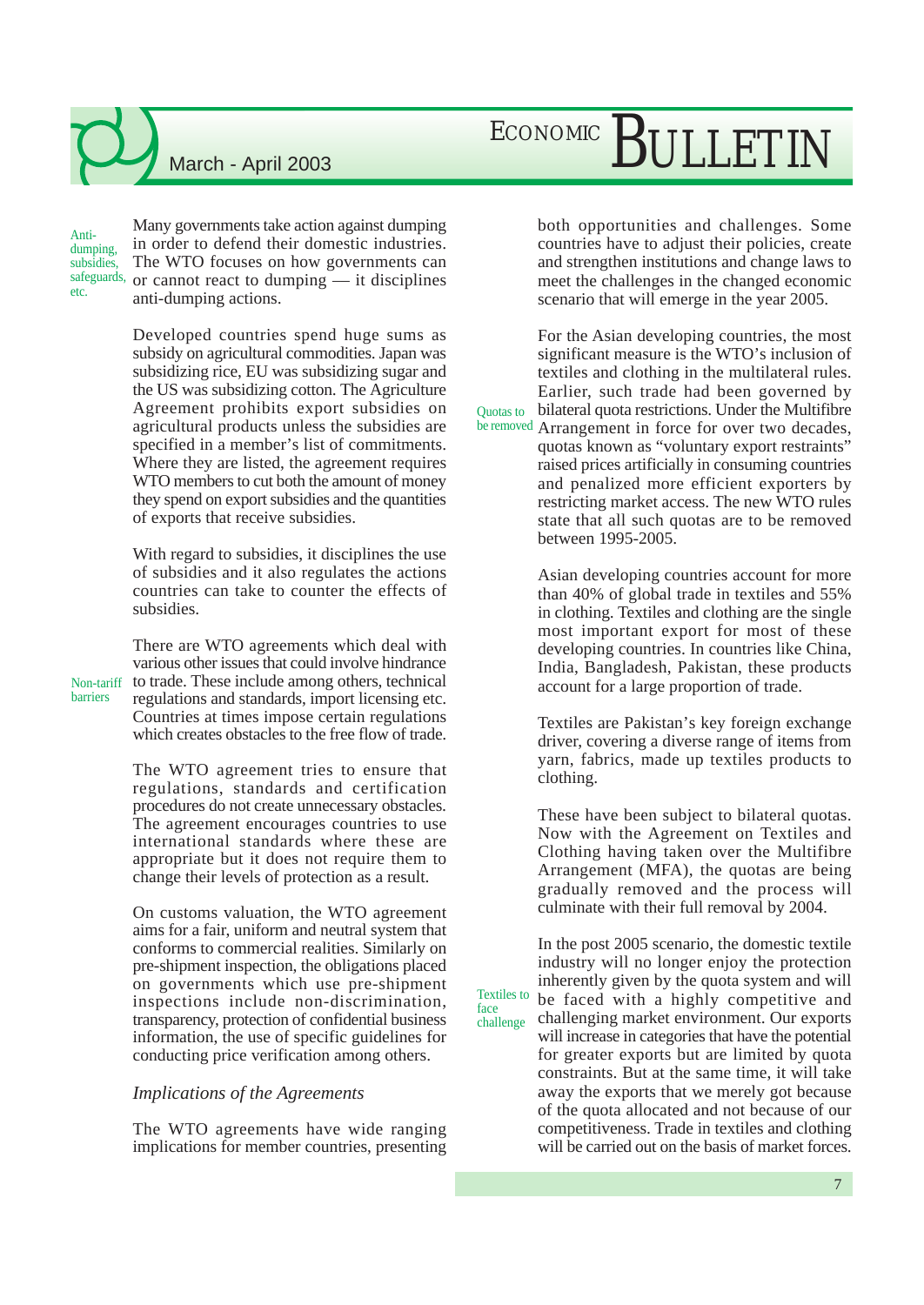Anti-dumping, subsidies, safeguards, etc.

Many governments take action against dumping in order to defend their domestic industries. The WTO focuses on how governments can or cannot react to dumping — it disciplines anti-dumping actions.

Developed countries spend huge sums as subsidy on agricultural commodities. Japan was subsidizing rice, EU was subsidizing sugar and the US was subsidizing cotton. The Agriculture Agreement prohibits export subsidies on agricultural products unless the subsidies are specified in a member's list of commitments. Where they are listed, the agreement requires WTO members to cut both the amount of money they spend on export subsidies and the quantities of exports that receive subsidies.

With regard to subsidies, it disciplines the use of subsidies and it also regulates the actions countries can take to counter the effects of subsidies.

Non-tariff barriers

There are WTO agreements which deal with various other issues that could involve hindrance to trade. These include among others, technical regulations and standards, import licensing etc. Countries at times impose certain regulations which creates obstacles to the free flow of trade.

The WTO agreement tries to ensure that regulations, standards and certification procedures do not create unnecessary obstacles. The agreement encourages countries to use international standards where these are appropriate but it does not require them to change their levels of protection as a result.

On customs valuation, the WTO agreement aims for a fair, uniform and neutral system that conforms to commercial realities. Similarly on pre-shipment inspection, the obligations placed on governments which use pre-shipment inspections include non-discrimination, transparency, protection of confidential business information, the use of specific guidelines for conducting price verification among others.

*Implications of the Agreements*

The WTO agreements have wide ranging implications for member countries, presenting both opportunities and challenges. Some countries have to adjust their policies, create and strengthen institutions and change laws to meet the challenges in the changed economic scenario that will emerge in the year 2005.

Quotas to be removed

For the Asian developing countries, the most significant measure is the WTO's inclusion of textiles and clothing in the multilateral rules. Earlier, such trade had been governed by bilateral quota restrictions. Under the Multifibre Arrangement in force for over two decades, quotas known as "voluntary export restraints" raised prices artificially in consuming countries and penalized more efficient exporters by restricting market access. The new WTO rules state that all such quotas are to be removed between 1995-2005.

Asian developing countries account for more than 40% of global trade in textiles and 55% in clothing. Textiles and clothing are the single most important export for most of these developing countries. In countries like China, India, Bangladesh, Pakistan, these products account for a large proportion of trade.

Textiles are Pakistan's key foreign exchange driver, covering a diverse range of items from yarn, fabrics, made up textiles products to clothing.

These have been subject to bilateral quotas. Now with the Agreement on Textiles and Clothing having taken over the Multifibre Arrangement (MFA), the quotas are being gradually removed and the process will culminate with their full removal by 2004.

Textiles to face challenge

In the post 2005 scenario, the domestic textile industry will no longer enjoy the protection inherently given by the quota system and will be faced with a highly competitive and challenging market environment. Our exports will increase in categories that have the potential for greater exports but are limited by quota constraints. But at the same time, it will take away the exports that we merely got because of the quota allocated and not because of our competitiveness. Trade in textiles and clothing will be carried out on the basis of market forces.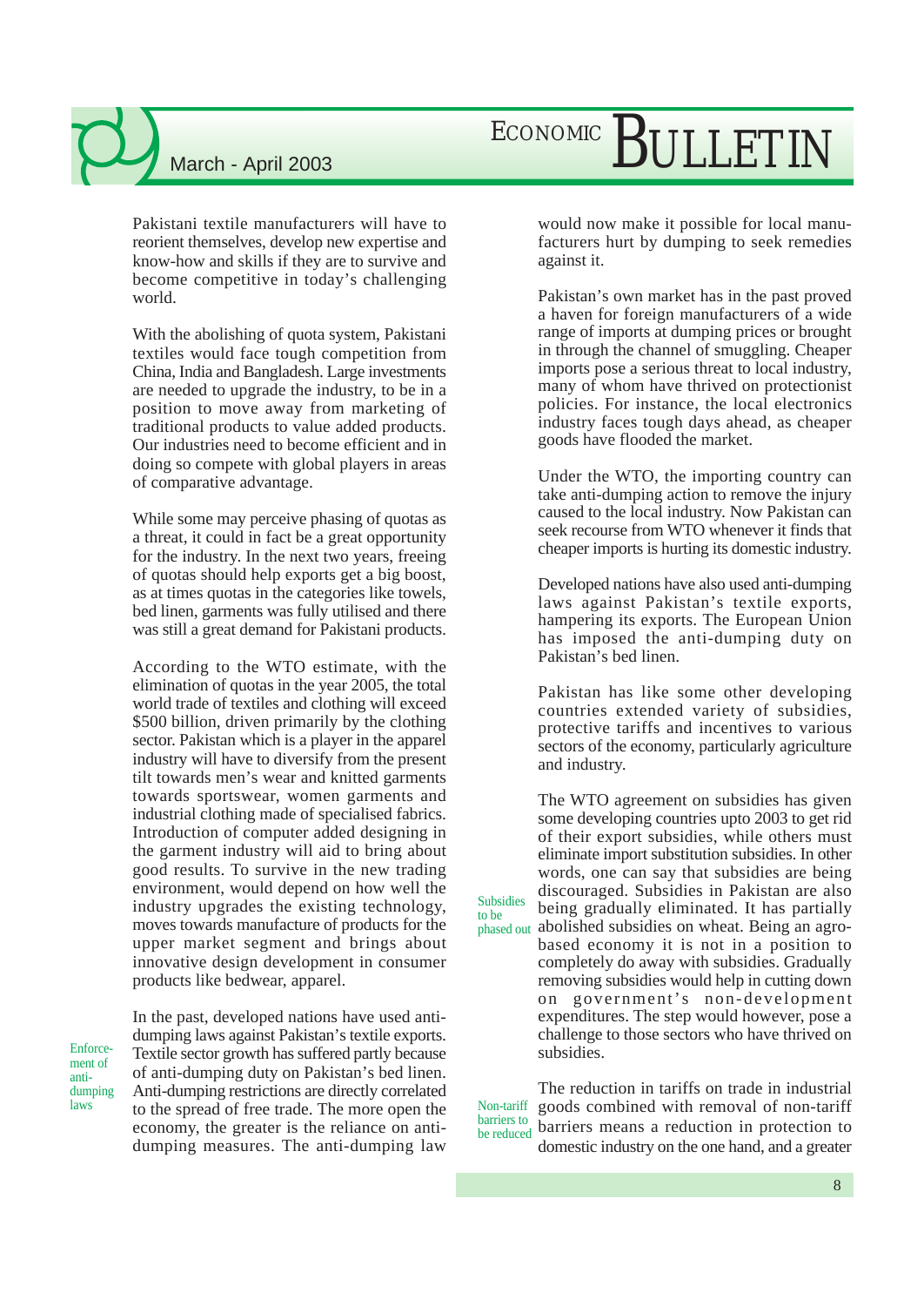Pakistani textile manufacturers will have to reorient themselves, develop new expertise and know-how and skills if they are to survive and become competitive in today's challenging world.

With the abolishing of quota system, Pakistani textiles would face tough competition from China, India and Bangladesh. Large investments are needed to upgrade the industry, to be in a position to move away from marketing of traditional products to value added products. Our industries need to become efficient and in doing so compete with global players in areas of comparative advantage.

While some may perceive phasing of quotas as a threat, it could in fact be a great opportunity for the industry. In the next two years, freeing of quotas should help exports get a big boost, as at times quotas in the categories like towels, bed linen, garments was fully utilised and there was still a great demand for Pakistani products.

According to the WTO estimate, with the elimination of quotas in the year 2005, the total world trade of textiles and clothing will exceed $500 billion, driven primarily by the clothing sector. Pakistan which is a player in the apparel industry will have to diversify from the present tilt towards men's wear and knitted garments towards sportswear, women garments and industrial clothing made of specialised fabrics. Introduction of computer added designing in the garment industry will aid to bring about good results. To survive in the new trading environment, would depend on how well the industry upgrades the existing technology, moves towards manufacture of products for the upper market segment and brings about innovative design development in consumer products like bedwear, apparel.

*Enforcement of anti-dumping laws*

In the past, developed nations have used anti-dumping laws against Pakistan's textile exports. Textile sector growth has suffered partly because of anti-dumping duty on Pakistan's bed linen. Anti-dumping restrictions are directly correlated to the spread of free trade. The more open the economy, the greater is the reliance on anti-dumping measures. The anti-dumping law would now make it possible for local manufacturers hurt by dumping to seek remedies against it.

Pakistan's own market has in the past proved a haven for foreign manufacturers of a wide range of imports at dumping prices or brought in through the channel of smuggling. Cheaper imports pose a serious threat to local industry, many of whom have thrived on protectionist policies. For instance, the local electronics industry faces tough days ahead, as cheaper goods have flooded the market.

Under the WTO, the importing country can take anti-dumping action to remove the injury caused to the local industry. Now Pakistan can seek recourse from WTO whenever it finds that cheaper imports is hurting its domestic industry.

Developed nations have also used anti-dumping laws against Pakistan's textile exports, hampering its exports. The European Union has imposed the anti-dumping duty on Pakistan's bed linen.

Pakistan has like some other developing countries extended variety of subsidies, protective tariffs and incentives to various sectors of the economy, particularly agriculture and industry.

*Subsidies to be phased out*

The WTO agreement on subsidies has given some developing countries upto 2003 to get rid of their export subsidies, while others must eliminate import substitution subsidies. In other words, one can say that subsidies are being discouraged. Subsidies in Pakistan are also being gradually eliminated. It has partially abolished subsidies on wheat. Being an agro-based economy it is not in a position to completely do away with subsidies. Gradually removing subsidies would help in cutting down on government's non-development expenditures. The step would however, pose a challenge to those sectors who have thrived on subsidies.

*Non-tariff barriers to be reduced*

The reduction in tariffs on trade in industrial goods combined with removal of non-tariff barriers means a reduction in protection to domestic industry on the one hand, and a greater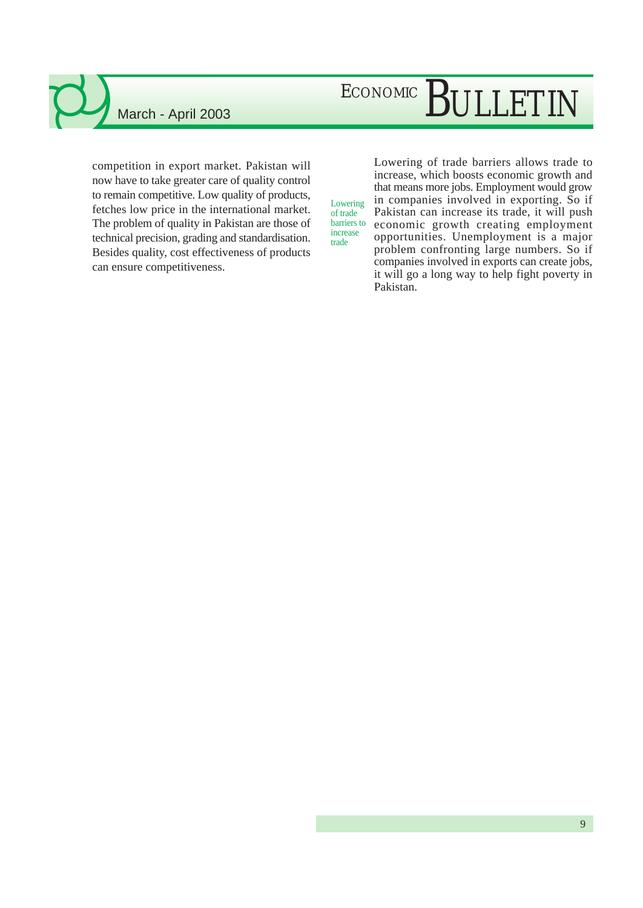competition in export market. Pakistan will now have to take greater care of quality control to remain competitive. Low quality of products, fetches low price in the international market. The problem of quality in Pakistan are those of technical precision, grading and standardisation. Besides quality, cost effectiveness of products can ensure competitiveness.

Lowering of trade barriers to increase trade

Lowering of trade barriers allows trade to increase, which boosts economic growth and that means more jobs. Employment would grow in companies involved in exporting. So if Pakistan can increase its trade, it will push economic growth creating employment opportunities. Unemployment is a major problem confronting large numbers. So if companies involved in exports can create jobs, it will go a long way to help fight poverty in Pakistan.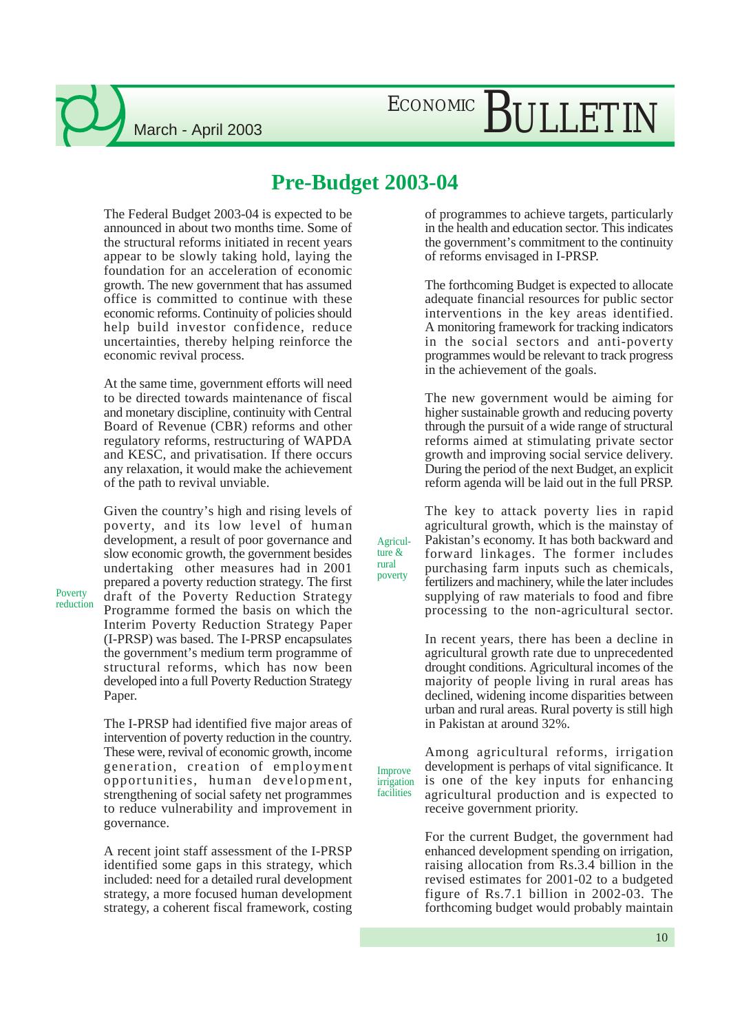# Pre-Budget 2003-04

The Federal Budget 2003-04 is expected to be announced in about two months time. Some of the structural reforms initiated in recent years appear to be slowly taking hold, laying the foundation for an acceleration of economic growth. The new government that has assumed office is committed to continue with these economic reforms. Continuity of policies should help build investor confidence, reduce uncertainties, thereby helping reinforce the economic revival process.

At the same time, government efforts will need to be directed towards maintenance of fiscal and monetary discipline, continuity with Central Board of Revenue (CBR) reforms and other regulatory reforms, restructuring of WAPDA and KESC, and privatisation. If there occurs any relaxation, it would make the achievement of the path to revival unviable.

*Poverty reduction*

Given the country's high and rising levels of poverty, and its low level of human development, a result of poor governance and slow economic growth, the government besides undertaking other measures had in 2001 prepared a poverty reduction strategy. The first draft of the Poverty Reduction Strategy Programme formed the basis on which the Interim Poverty Reduction Strategy Paper (I-PRSP) was based. The I-PRSP encapsulates the government's medium term programme of structural reforms, which has now been developed into a full Poverty Reduction Strategy Paper.

The I-PRSP had identified five major areas of intervention of poverty reduction in the country. These were, revival of economic growth, income generation, creation of employment opportunities, human development, strengthening of social safety net programmes to reduce vulnerability and improvement in governance.

A recent joint staff assessment of the I-PRSP identified some gaps in this strategy, which included: need for a detailed rural development strategy, a more focused human development strategy, a coherent fiscal framework, costing of programmes to achieve targets, particularly in the health and education sector. This indicates the government's commitment to the continuity of reforms envisaged in I-PRSP.

The forthcoming Budget is expected to allocate adequate financial resources for public sector interventions in the key areas identified. A monitoring framework for tracking indicators in the social sectors and anti-poverty programmes would be relevant to track progress in the achievement of the goals.

The new government would be aiming for higher sustainable growth and reducing poverty through the pursuit of a wide range of structural reforms aimed at stimulating private sector growth and improving social service delivery. During the period of the next Budget, an explicit reform agenda will be laid out in the full PRSP.

*Agriculture & rural poverty*

The key to attack poverty lies in rapid agricultural growth, which is the mainstay of Pakistan's economy. It has both backward and forward linkages. The former includes purchasing farm inputs such as chemicals, fertilizers and machinery, while the later includes supplying of raw materials to food and fibre processing to the non-agricultural sector.

In recent years, there has been a decline in agricultural growth rate due to unprecedented drought conditions. Agricultural incomes of the majority of people living in rural areas has declined, widening income disparities between urban and rural areas. Rural poverty is still high in Pakistan at around 32%.

*Improve irrigation facilities*

Among agricultural reforms, irrigation development is perhaps of vital significance. It is one of the key inputs for enhancing agricultural production and is expected to receive government priority.

For the current Budget, the government had enhanced development spending on irrigation, raising allocation from Rs.3.4 billion in the revised estimates for 2001-02 to a budgeted figure of Rs.7.1 billion in 2002-03. The forthcoming budget would probably maintain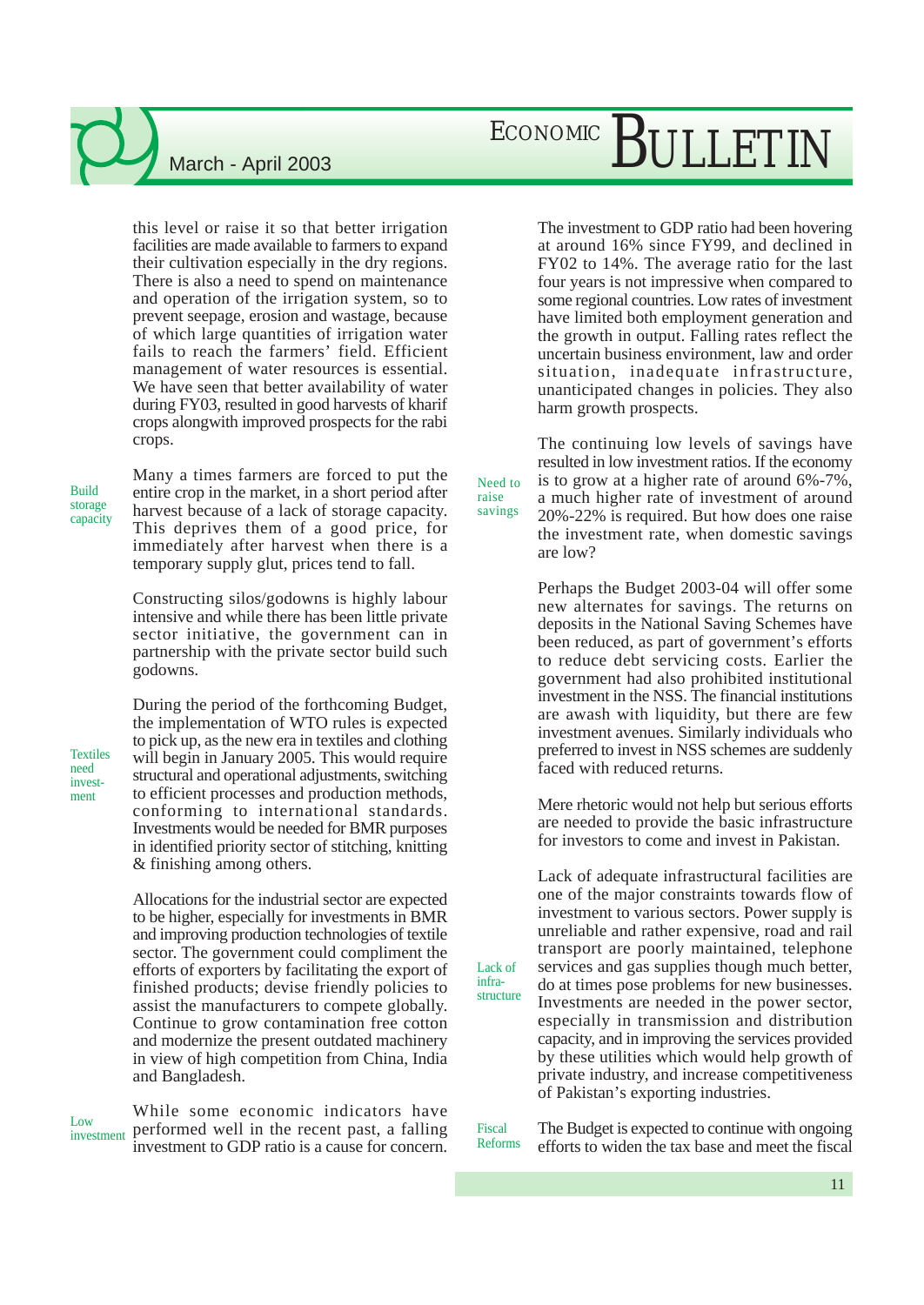this level or raise it so that better irrigation facilities are made available to farmers to expand their cultivation especially in the dry regions. There is also a need to spend on maintenance and operation of the irrigation system, so to prevent seepage, erosion and wastage, because of which large quantities of irrigation water fails to reach the farmers' field. Efficient management of water resources is essential. We have seen that better availability of water during FY03, resulted in good harvests of kharif crops alongwith improved prospects for the rabi crops.

**Build storage capacity**

Many a times farmers are forced to put the entire crop in the market, in a short period after harvest because of a lack of storage capacity. This deprives them of a good price, for immediately after harvest when there is a temporary supply glut, prices tend to fall.

Constructing silos/godowns is highly labour intensive and while there has been little private sector initiative, the government can in partnership with the private sector build such godowns.

**Textiles need investment**

During the period of the forthcoming Budget, the implementation of WTO rules is expected to pick up, as the new era in textiles and clothing will begin in January 2005. This would require structural and operational adjustments, switching to efficient processes and production methods, conforming to international standards. Investments would be needed for BMR purposes in identified priority sector of stitching, knitting & finishing among others.

Allocations for the industrial sector are expected to be higher, especially for investments in BMR and improving production technologies of textile sector. The government could compliment the efforts of exporters by facilitating the export of finished products; devise friendly policies to assist the manufacturers to compete globally. Continue to grow contamination free cotton and modernize the present outdated machinery in view of high competition from China, India and Bangladesh.

**Low investment**

While some economic indicators have performed well in the recent past, a falling investment to GDP ratio is a cause for concern. The investment to GDP ratio had been hovering at around 16% since FY99, and declined in FY02 to 14%. The average ratio for the last four years is not impressive when compared to some regional countries. Low rates of investment have limited both employment generation and the growth in output. Falling rates reflect the uncertain business environment, law and order situation, inadequate infrastructure, unanticipated changes in policies. They also harm growth prospects.

**Need to raise savings**

The continuing low levels of savings have resulted in low investment ratios. If the economy is to grow at a higher rate of around 6%-7%, a much higher rate of investment of around 20%-22% is required. But how does one raise the investment rate, when domestic savings are low?

Perhaps the Budget 2003-04 will offer some new alternates for savings. The returns on deposits in the National Saving Schemes have been reduced, as part of government's efforts to reduce debt servicing costs. Earlier the government had also prohibited institutional investment in the NSS. The financial institutions are awash with liquidity, but there are few investment avenues. Similarly individuals who preferred to invest in NSS schemes are suddenly faced with reduced returns.

Mere rhetoric would not help but serious efforts are needed to provide the basic infrastructure for investors to come and invest in Pakistan.

**Lack of infrastructure**

Lack of adequate infrastructural facilities are one of the major constraints towards flow of investment to various sectors. Power supply is unreliable and rather expensive, road and rail transport are poorly maintained, telephone services and gas supplies though much better, do at times pose problems for new businesses. Investments are needed in the power sector, especially in transmission and distribution capacity, and in improving the services provided by these utilities which would help growth of private industry, and increase competitiveness of Pakistan's exporting industries.

**Fiscal Reforms**

The Budget is expected to continue with ongoing efforts to widen the tax base and meet the fiscal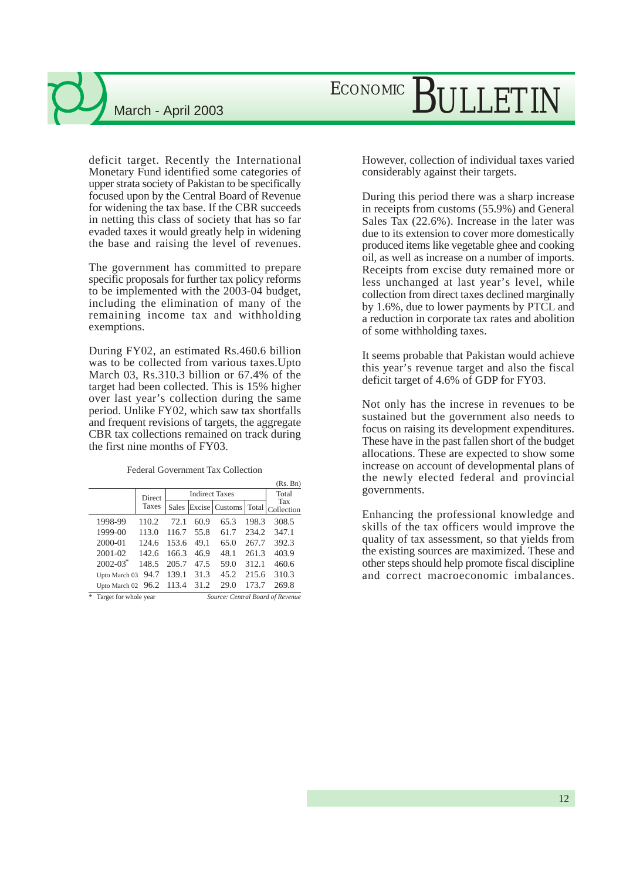deficit target. Recently the International Monetary Fund identified some categories of upper strata society of Pakistan to be specifically focused upon by the Central Board of Revenue for widening the tax base. If the CBR succeeds in netting this class of society that has so far evaded taxes it would greatly help in widening the base and raising the level of revenues.

The government has committed to prepare specific proposals for further tax policy reforms to be implemented with the 2003-04 budget, including the elimination of many of the remaining income tax and withholding exemptions.

During FY02, an estimated Rs.460.6 billion was to be collected from various taxes.Upto March 03, Rs.310.3 billion or 67.4% of the target had been collected. This is 15% higher over last year's collection during the same period. Unlike FY02, which saw tax shortfalls and frequent revisions of targets, the aggregate CBR tax collections remained on track during the first nine months of FY03.

Federal Government Tax Collection

(Rs. Bn)

| | Direct Taxes | Indirect Taxes | | | | Total Tax Collection |
|---|---|---|---|---|---|---|
| | | Sales | Excise | Customs | Total | |
| 1998-99 | 110.2 | 72.1 | 60.9 | 65.3 | 198.3 | 308.5 |
| 1999-00 | 113.0 | 116.7 | 55.8 | 61.7 | 234.2 | 347.1 |
| 2000-01 | 124.6 | 153.6 | 49.1 | 65.0 | 267.7 | 392.3 |
| 2001-02 | 142.6 | 166.3 | 46.9 | 48.1 | 261.3 | 403.9 |
| 2002-03* | 148.5 | 205.7 | 47.5 | 59.0 | 312.1 | 460.6 |
| Upto March 03 | 94.7 | 139.1 | 31.3 | 45.2 | 215.6 | 310.3 |
| Upto March 02 | 96.2 | 113.4 | 31.2 | 29.0 | 173.7 | 269.8 |

\* Target for whole year *Source: Central Board of Revenue*

However, collection of individual taxes varied considerably against their targets.

During this period there was a sharp increase in receipts from customs (55.9%) and General Sales Tax (22.6%). Increase in the later was due to its extension to cover more domestically produced items like vegetable ghee and cooking oil, as well as increase on a number of imports. Receipts from excise duty remained more or less unchanged at last year's level, while collection from direct taxes declined marginally by 1.6%, due to lower payments by PTCL and a reduction in corporate tax rates and abolition of some withholding taxes.

It seems probable that Pakistan would achieve this year's revenue target and also the fiscal deficit target of 4.6% of GDP for FY03.

Not only has the increse in revenues to be sustained but the government also needs to focus on raising its development expenditures. These have in the past fallen short of the budget allocations. These are expected to show some increase on account of developmental plans of the newly elected federal and provincial governments.

Enhancing the professional knowledge and skills of the tax officers would improve the quality of tax assessment, so that yields from the existing sources are maximized. These and other steps should help promote fiscal discipline and correct macroeconomic imbalances.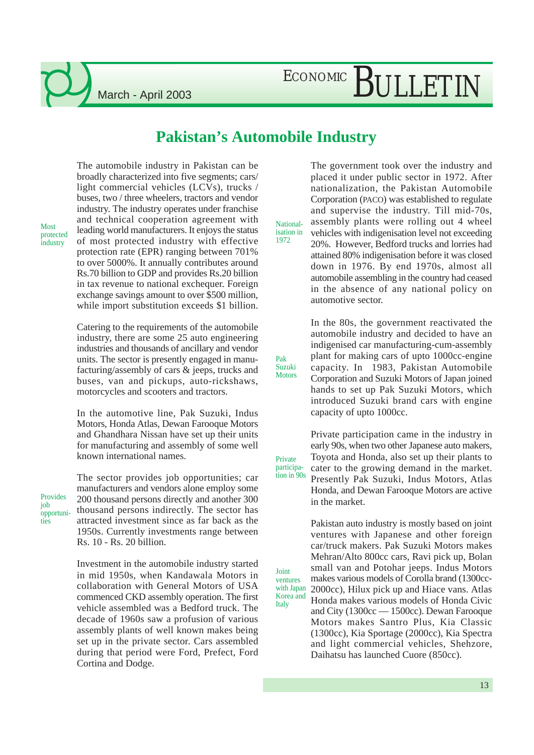# Pakistan's Automobile Industry

The automobile industry in Pakistan can be broadly characterized into five segments; cars/ light commercial vehicles (LCVs), trucks / buses, two / three wheelers, tractors and vendor industry. The industry operates under franchise and technical cooperation agreement with leading world manufacturers. It enjoys the status of most protected industry with effective protection rate (EPR) ranging between 701% to over 5000%. It annually contributes around Rs.70 billion to GDP and provides Rs.20 billion in tax revenue to national exchequer. Foreign exchange savings amount to over $500 million, while import substitution exceeds $1 billion.

*Most protected industry*

Catering to the requirements of the automobile industry, there are some 25 auto engineering industries and thousands of ancillary and vendor units. The sector is presently engaged in manufacturing/assembly of cars & jeeps, trucks and buses, van and pickups, auto-rickshaws, motorcycles and scooters and tractors.

In the automotive line, Pak Suzuki, Indus Motors, Honda Atlas, Dewan Farooque Motors and Ghandhara Nissan have set up their units for manufacturing and assembly of some well known international names.

*Provides job opportunities*

The sector provides job opportunities; car manufacturers and vendors alone employ some 200 thousand persons directly and another 300 thousand persons indirectly. The sector has attracted investment since as far back as the 1950s. Currently investments range between Rs. 10 - Rs. 20 billion.

Investment in the automobile industry started in mid 1950s, when Kandawala Motors in collaboration with General Motors of USA commenced CKD assembly operation. The first vehicle assembled was a Bedford truck. The decade of 1960s saw a profusion of various assembly plants of well known makes being set up in the private sector. Cars assembled during that period were Ford, Prefect, Ford Cortina and Dodge.

*Nationalisation in 1972*

The government took over the industry and placed it under public sector in 1972. After nationalization, the Pakistan Automobile Corporation (PACO) was established to regulate and supervise the industry. Till mid-70s, assembly plants were rolling out 4 wheel vehicles with indigenisation level not exceeding 20%. However, Bedford trucks and lorries had attained 80% indigenisation before it was closed down in 1976. By end 1970s, almost all automobile assembling in the country had ceased in the absence of any national policy on automotive sector.

*Pak Suzuki Motors*

In the 80s, the government reactivated the automobile industry and decided to have an indigenised car manufacturing-cum-assembly plant for making cars of upto 1000cc-engine capacity. In 1983, Pakistan Automobile Corporation and Suzuki Motors of Japan joined hands to set up Pak Suzuki Motors, which introduced Suzuki brand cars with engine capacity of upto 1000cc.

*Private participation in 90s*

Private participation came in the industry in early 90s, when two other Japanese auto makers, Toyota and Honda, also set up their plants to cater to the growing demand in the market. Presently Pak Suzuki, Indus Motors, Atlas Honda, and Dewan Farooque Motors are active in the market.

*Joint ventures with Japan Korea and Italy*

Pakistan auto industry is mostly based on joint ventures with Japanese and other foreign car/truck makers. Pak Suzuki Motors makes Mehran/Alto 800cc cars, Ravi pick up, Bolan small van and Potohar jeeps. Indus Motors makes various models of Corolla brand (1300cc-2000cc), Hilux pick up and Hiace vans. Atlas Honda makes various models of Honda Civic and City (1300cc — 1500cc). Dewan Farooque Motors makes Santro Plus, Kia Classic (1300cc), Kia Sportage (2000cc), Kia Spectra and light commercial vehicles, Shehzore, Daihatsu has launched Cuore (850cc).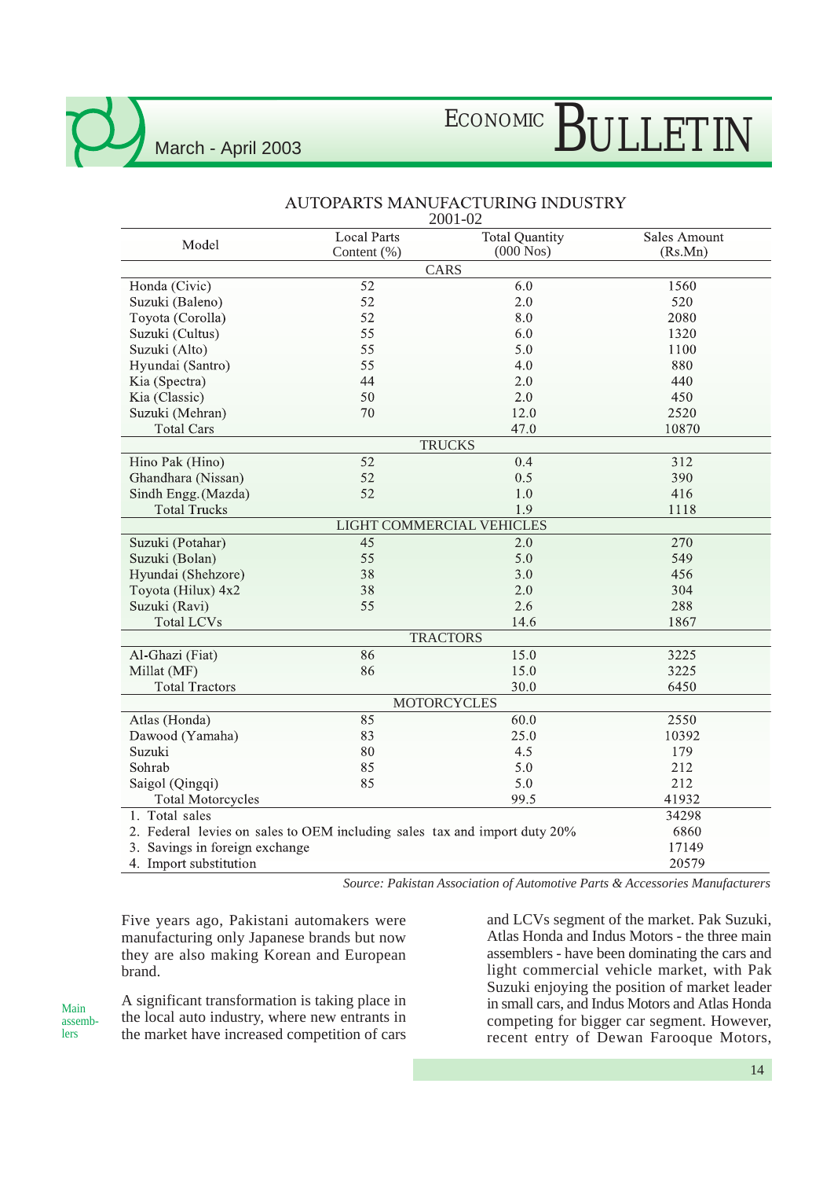AUTOPARTS MANUFACTURING INDUSTRY

2001-02

| Model | Local Parts Content (%) | Total Quantity (000 Nos) | Sales Amount (Rs.Mn) |
|---|---|---|---|
| CARS | | | |
| Honda (Civic) | 52 | 6.0 | 1560 |
| Suzuki (Baleno) | 52 | 2.0 | 520 |
| Toyota (Corolla) | 52 | 8.0 | 2080 |
| Suzuki (Cultus) | 55 | 6.0 | 1320 |
| Suzuki (Alto) | 55 | 5.0 | 1100 |
| Hyundai (Santro) | 55 | 4.0 | 880 |
| Kia (Spectra) | 44 | 2.0 | 440 |
| Kia (Classic) | 50 | 2.0 | 450 |
| Suzuki (Mehran) | 70 | 12.0 | 2520 |
| Total Cars | | 47.0 | 10870 |
| TRUCKS | | | |
| Hino Pak (Hino) | 52 | 0.4 | 312 |
| Ghandhara (Nissan) | 52 | 0.5 | 390 |
| Sindh Engg. (Mazda) | 52 | 1.0 | 416 |
| Total Trucks | | 1.9 | 1118 |
| LIGHT COMMERCIAL VEHICLES | | | |
| Suzuki (Potahar) | 45 | 2.0 | 270 |
| Suzuki (Bolan) | 55 | 5.0 | 549 |
| Hyundai (Shehzore) | 38 | 3.0 | 456 |
| Toyota (Hilux) 4x2 | 38 | 2.0 | 304 |
| Suzuki (Ravi) | 55 | 2.6 | 288 |
| Total LCVs | | 14.6 | 1867 |
| TRACTORS | | | |
| Al-Ghazi (Fiat) | 86 | 15.0 | 3225 |
| Millat (MF) | 86 | 15.0 | 3225 |
| Total Tractors | | 30.0 | 6450 |
| MOTORCYCLES | | | |
| Atlas (Honda) | 85 | 60.0 | 2550 |
| Dawood (Yamaha) | 83 | 25.0 | 10392 |
| Suzuki | 80 | 4.5 | 179 |
| Sohrab | 85 | 5.0 | 212 |
| Saigol (Qingqi) | 85 | 5.0 | 212 |
| Total Motorcycles | | 99.5 | 41932 |
| 1. Total sales | | | 34298 |
| 2. Federal levies on sales to OEM including sales tax and import duty 20% | | | 6860 |
| 3. Savings in foreign exchange | | | 17149 |
| 4. Import substitution | | | 20579 |

*Source: Pakistan Association of Automotive Parts & Accessories Manufacturers*

Five years ago, Pakistani automakers were manufacturing only Japanese brands but now they are also making Korean and European brand.

Main assemblers

A significant transformation is taking place in the local auto industry, where new entrants in the market have increased competition of cars and LCVs segment of the market. Pak Suzuki, Atlas Honda and Indus Motors - the three main assemblers - have been dominating the cars and light commercial vehicle market, with Pak Suzuki enjoying the position of market leader in small cars, and Indus Motors and Atlas Honda competing for bigger car segment. However, recent entry of Dewan Farooque Motors,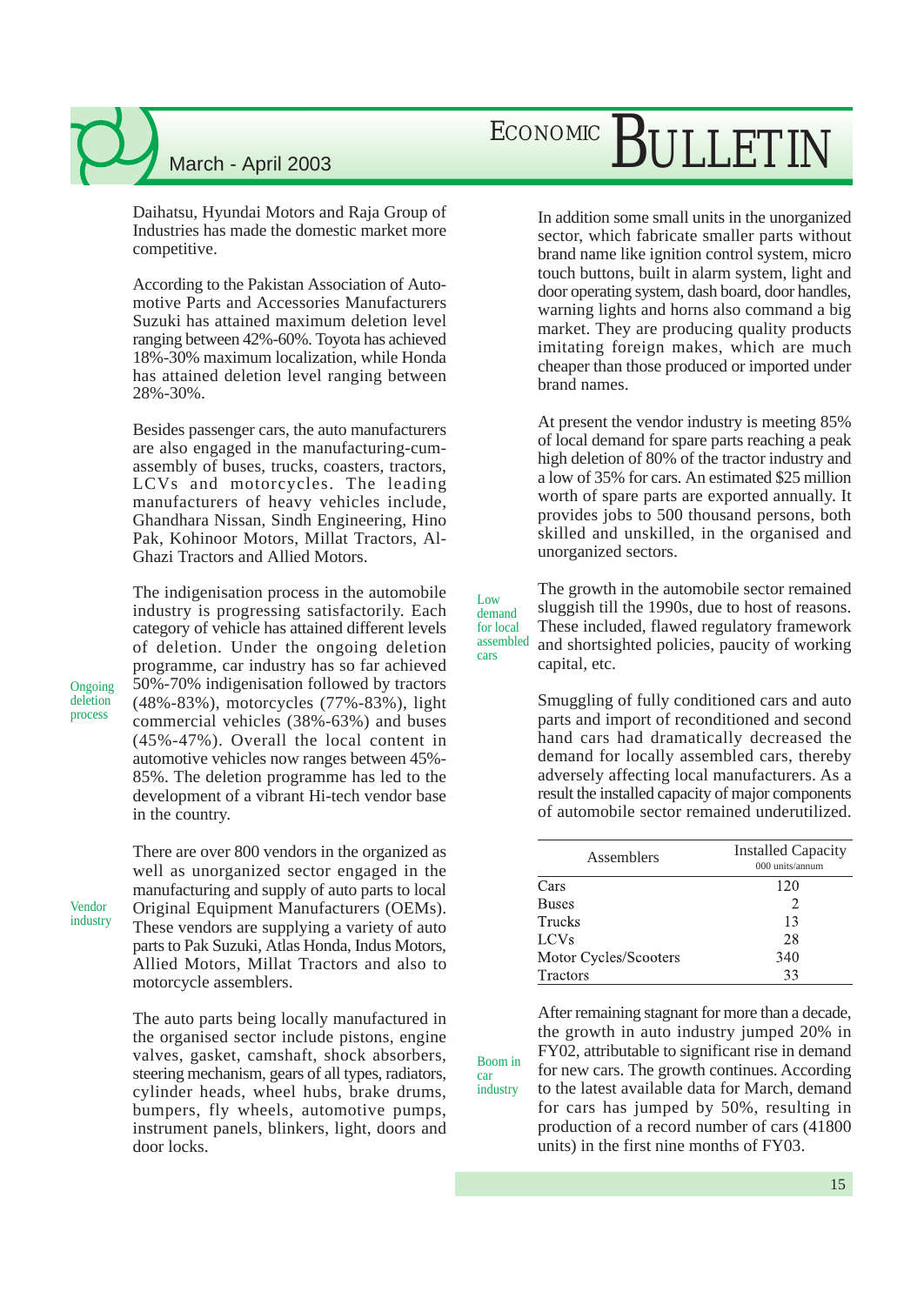Daihatsu, Hyundai Motors and Raja Group of Industries has made the domestic market more competitive.

According to the Pakistan Association of Automotive Parts and Accessories Manufacturers Suzuki has attained maximum deletion level ranging between 42%-60%. Toyota has achieved 18%-30% maximum localization, while Honda has attained deletion level ranging between 28%-30%.

Besides passenger cars, the auto manufacturers are also engaged in the manufacturing-cum-assembly of buses, trucks, coasters, tractors, LCVs and motorcycles. The leading manufacturers of heavy vehicles include, Ghandhara Nissan, Sindh Engineering, Hino Pak, Kohinoor Motors, Millat Tractors, Al-Ghazi Tractors and Allied Motors.

*Ongoing deletion process*

The indigenisation process in the automobile industry is progressing satisfactorily. Each category of vehicle has attained different levels of deletion. Under the ongoing deletion programme, car industry has so far achieved 50%-70% indigenisation followed by tractors (48%-83%), motorcycles (77%-83%), light commercial vehicles (38%-63%) and buses (45%-47%). Overall the local content in automotive vehicles now ranges between 45%-85%. The deletion programme has led to the development of a vibrant Hi-tech vendor base in the country.

*Vendor industry*

There are over 800 vendors in the organized as well as unorganized sector engaged in the manufacturing and supply of auto parts to local Original Equipment Manufacturers (OEMs). These vendors are supplying a variety of auto parts to Pak Suzuki, Atlas Honda, Indus Motors, Allied Motors, Millat Tractors and also to motorcycle assemblers.

The auto parts being locally manufactured in the organised sector include pistons, engine valves, gasket, camshaft, shock absorbers, steering mechanism, gears of all types, radiators, cylinder heads, wheel hubs, brake drums, bumpers, fly wheels, automotive pumps, instrument panels, blinkers, light, doors and door locks.

In addition some small units in the unorganized sector, which fabricate smaller parts without brand name like ignition control system, micro touch buttons, built in alarm system, light and door operating system, dash board, door handles, warning lights and horns also command a big market. They are producing quality products imitating foreign makes, which are much cheaper than those produced or imported under brand names.

At present the vendor industry is meeting 85% of local demand for spare parts reaching a peak high deletion of 80% of the tractor industry and a low of 35% for cars. An estimated $25 million worth of spare parts are exported annually. It provides jobs to 500 thousand persons, both skilled and unskilled, in the organised and unorganized sectors.

*Low demand for local assembled cars*

The growth in the automobile sector remained sluggish till the 1990s, due to host of reasons. These included, flawed regulatory framework and shortsighted policies, paucity of working capital, etc.

Smuggling of fully conditioned cars and auto parts and import of reconditioned and second hand cars had dramatically decreased the demand for locally assembled cars, thereby adversely affecting local manufacturers. As a result the installed capacity of major components of automobile sector remained underutilized.

| Assemblers | Installed Capacity 000 units/annum |
|---|---|
| Cars | 120 |
| Buses | 2 |
| Trucks | 13 |
| LCVs | 28 |
| Motor Cycles/Scooters | 340 |
| Tractors | 33 |

*Boom in car industry*

After remaining stagnant for more than a decade, the growth in auto industry jumped 20% in FY02, attributable to significant rise in demand for new cars. The growth continues. According to the latest available data for March, demand for cars has jumped by 50%, resulting in production of a record number of cars (41800 units) in the first nine months of FY03.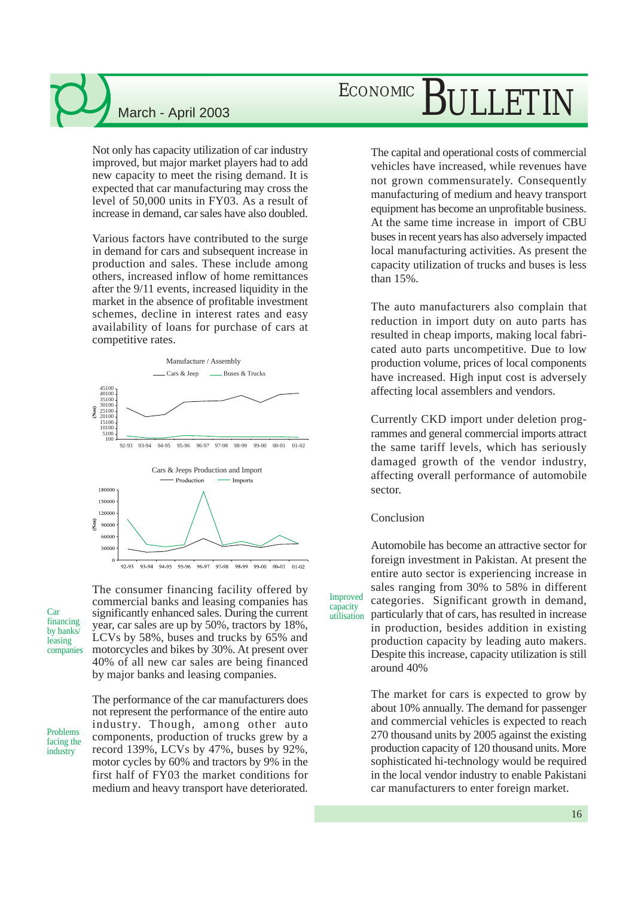Not only has capacity utilization of car industry improved, but major market players had to add new capacity to meet the rising demand. It is expected that car manufacturing may cross the level of 50,000 units in FY03. As a result of increase in demand, car sales have also doubled.

Various factors have contributed to the surge in demand for cars and subsequent increase in production and sales. These include among others, increased inflow of home remittances after the 9/11 events, increased liquidity in the market in the absence of profitable investment schemes, decline in interest rates and easy availability of loans for purchase of cars at competitive rates.

Manufacture / Assembly

Cars & Jeep — Buses & Trucks

(Nos)

45100
40100
35100
30100
25100
20100
15100
10100
5100
100

92-93 93-94 94-95 95-96 96-97 97-98 98-99 99-00 00-01 01-02

Cars & Jeeps Production and Import

Production — Imports

(Nos)

180000
150000
120000
90000
60000
30000
0

92-93 93-94 94-95 95-96 96-97 97-98 98-99 99-00 00-01 01-02

**Car financing by banks/ leasing companies**

The consumer financing facility offered by commercial banks and leasing companies has significantly enhanced sales. During the current year, car sales are up by 50%, tractors by 18%, LCVs by 58%, buses and trucks by 65% and motorcycles and bikes by 30%. At present over 40% of all new car sales are being financed by major banks and leasing companies.

**Problems facing the industry**

The performance of the car manufacturers does not represent the performance of the entire auto industry. Though, among other auto components, production of trucks grew by a record 139%, LCVs by 47%, buses by 92%, motor cycles by 60% and tractors by 9% in the first half of FY03 the market conditions for medium and heavy transport have deteriorated.

The capital and operational costs of commercial vehicles have increased, while revenues have not grown commensurately. Consequently manufacturing of medium and heavy transport equipment has become an unprofitable business. At the same time increase in import of CBU buses in recent years has also adversely impacted local manufacturing activities. As present the capacity utilization of trucks and buses is less than 15%.

The auto manufacturers also complain that reduction in import duty on auto parts has resulted in cheap imports, making local fabricated auto parts uncompetitive. Due to low production volume, prices of local components have increased. High input cost is adversely affecting local assemblers and vendors.

Currently CKD import under deletion programmes and general commercial imports attract the same tariff levels, which has seriously damaged growth of the vendor industry, affecting overall performance of automobile sector.

## Conclusion

**Improved capacity utilisation**

Automobile has become an attractive sector for foreign investment in Pakistan. At present the entire auto sector is experiencing increase in sales ranging from 30% to 58% in different categories. Significant growth in demand, particularly that of cars, has resulted in increase in production, besides addition in existing production capacity by leading auto makers. Despite this increase, capacity utilization is still around 40%

The market for cars is expected to grow by about 10% annually. The demand for passenger and commercial vehicles is expected to reach 270 thousand units by 2005 against the existing production capacity of 120 thousand units. More sophisticated hi-technology would be required in the local vendor industry to enable Pakistani car manufacturers to enter foreign market.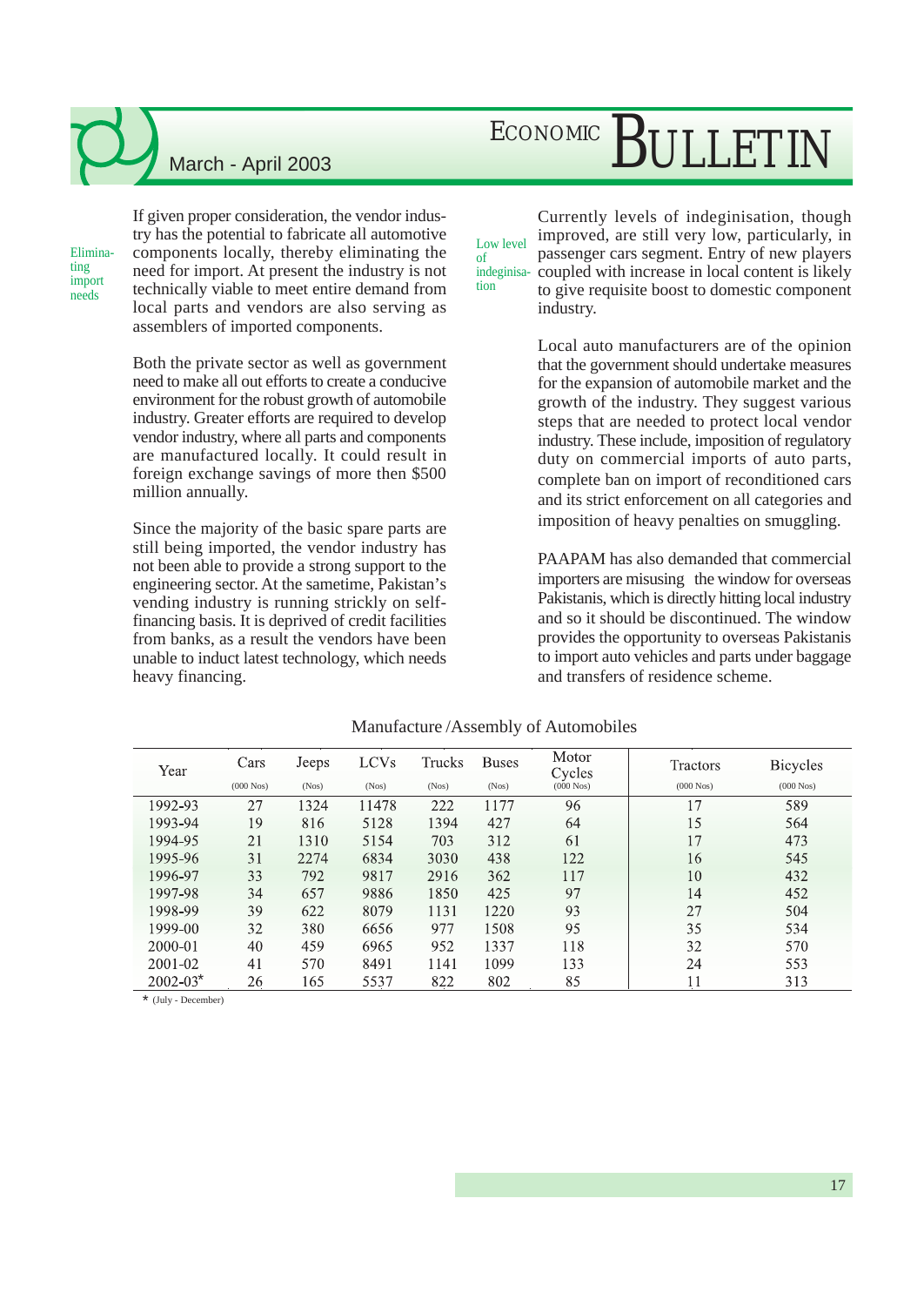Eliminating import needs

If given proper consideration, the vendor industry has the potential to fabricate all automotive components locally, thereby eliminating the need for import. At present the industry is not technically viable to meet entire demand from local parts and vendors are also serving as assemblers of imported components.

Both the private sector as well as government need to make all out efforts to create a conducive environment for the robust growth of automobile industry. Greater efforts are required to develop vendor industry, where all parts and components are manufactured locally. It could result in foreign exchange savings of more then $500 million annually.

Since the majority of the basic spare parts are still being imported, the vendor industry has not been able to provide a strong support to the engineering sector. At the sametime, Pakistan's vending industry is running strickly on self-financing basis. It is deprived of credit facilities from banks, as a result the vendors have been unable to induct latest technology, which needs heavy financing.

Low level of indeginisation

Currently levels of indeginisation, though improved, are still very low, particularly, in passenger cars segment. Entry of new players coupled with increase in local content is likely to give requisite boost to domestic component industry.

Local auto manufacturers are of the opinion that the government should undertake measures for the expansion of automobile market and the growth of the industry. They suggest various steps that are needed to protect local vendor industry. These include, imposition of regulatory duty on commercial imports of auto parts, complete ban on import of reconditioned cars and its strict enforcement on all categories and imposition of heavy penalties on smuggling.

PAAPAM has also demanded that commercial importers are misusing the window for overseas Pakistanis, which is directly hitting local industry and so it should be discontinued. The window provides the opportunity to overseas Pakistanis to import auto vehicles and parts under baggage and transfers of residence scheme.

Manufacture /Assembly of Automobiles

| Year | Cars (000 Nos) | Jeeps (Nos) | LCVs (Nos) | Trucks (Nos) | Buses (Nos) | Motor Cycles (000 Nos) | Tractors (000 Nos) | Bicycles (000 Nos) |
|---|---|---|---|---|---|---|---|---|
| 1992-93 | 27 | 1324 | 11478 | 222 | 1177 | 96 | 17 | 589 |
| 1993-94 | 19 | 816 | 5128 | 1394 | 427 | 64 | 15 | 564 |
| 1994-95 | 21 | 1310 | 5154 | 703 | 312 | 61 | 17 | 473 |
| 1995-96 | 31 | 2274 | 6834 | 3030 | 438 | 122 | 16 | 545 |
| 1996-97 | 33 | 792 | 9817 | 2916 | 362 | 117 | 10 | 432 |
| 1997-98 | 34 | 657 | 9886 | 1850 | 425 | 97 | 14 | 452 |
| 1998-99 | 39 | 622 | 8079 | 1131 | 1220 | 93 | 27 | 504 |
| 1999-00 | 32 | 380 | 6656 | 977 | 1508 | 95 | 35 | 534 |
| 2000-01 | 40 | 459 | 6965 | 952 | 1337 | 118 | 32 | 570 |
| 2001-02 | 41 | 570 | 8491 | 1141 | 1099 | 133 | 24 | 553 |
| 2002-03* | 26 | 165 | 5537 | 822 | 802 | 85 | 11 | 313 |

* (July - December)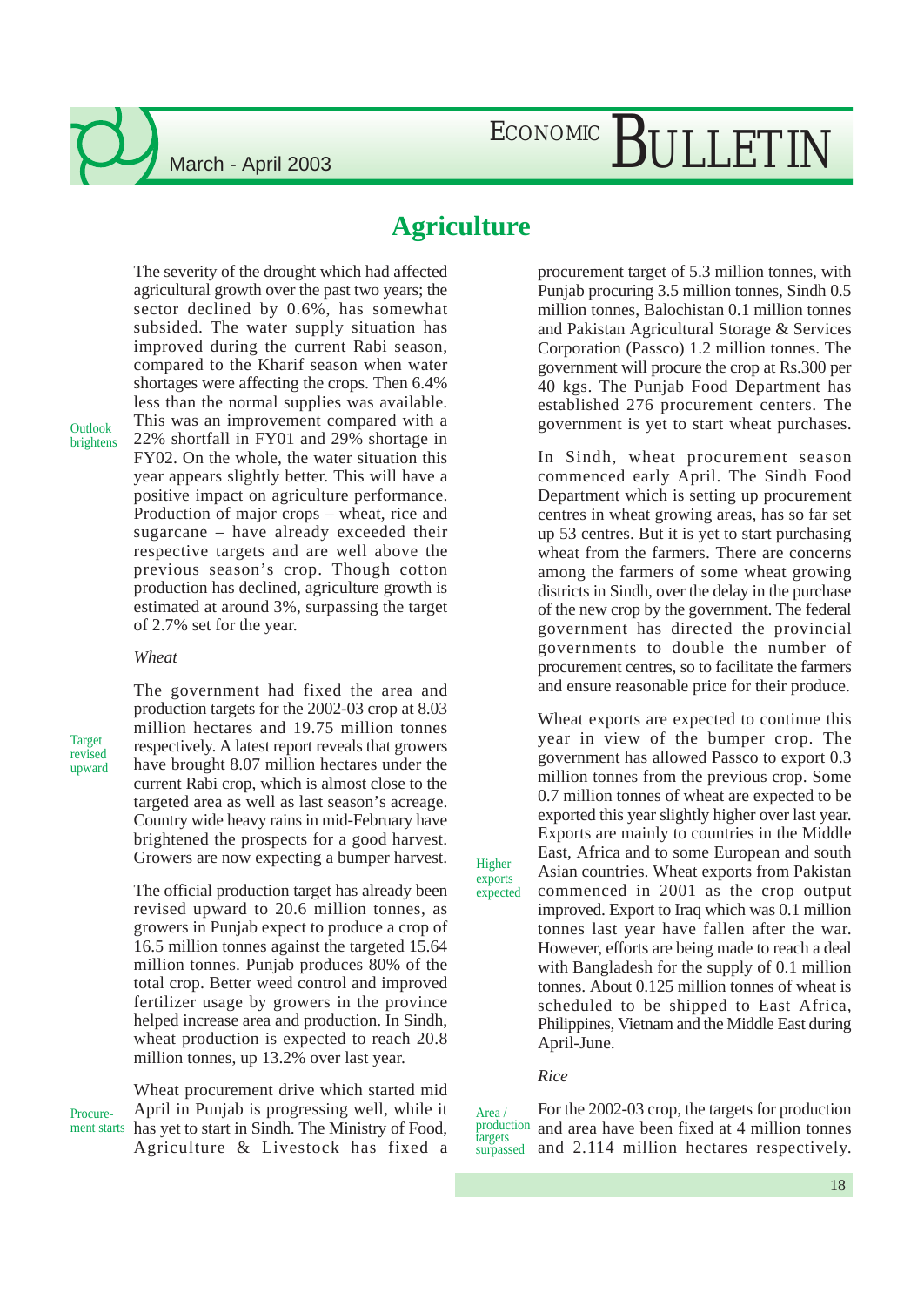# Agriculture

The severity of the drought which had affected agricultural growth over the past two years; the sector declined by 0.6%, has somewhat subsided. The water supply situation has improved during the current Rabi season, compared to the Kharif season when water shortages were affecting the crops. Then 6.4% less than the normal supplies was available. This was an improvement compared with a 22% shortfall in FY01 and 29% shortage in FY02. On the whole, the water situation this year appears slightly better. This will have a positive impact on agriculture performance. Production of major crops – wheat, rice and sugarcane – have already exceeded their respective targets and are well above the previous season's crop. Though cotton production has declined, agriculture growth is estimated at around 3%, surpassing the target of 2.7% set for the year.

*Outlook brightens*

*Wheat*

The government had fixed the area and production targets for the 2002-03 crop at 8.03 million hectares and 19.75 million tonnes respectively. A latest report reveals that growers have brought 8.07 million hectares under the current Rabi crop, which is almost close to the targeted area as well as last season's acreage. Country wide heavy rains in mid-February have brightened the prospects for a good harvest. Growers are now expecting a bumper harvest.

*Target revised upward*

The official production target has already been revised upward to 20.6 million tonnes, as growers in Punjab expect to produce a crop of 16.5 million tonnes against the targeted 15.64 million tonnes. Punjab produces 80% of the total crop. Better weed control and improved fertilizer usage by growers in the province helped increase area and production. In Sindh, wheat production is expected to reach 20.8 million tonnes, up 13.2% over last year.

*Procurement starts*

Wheat procurement drive which started mid April in Punjab is progressing well, while it has yet to start in Sindh. The Ministry of Food, Agriculture & Livestock has fixed a procurement target of 5.3 million tonnes, with Punjab procuring 3.5 million tonnes, Sindh 0.5 million tonnes, Balochistan 0.1 million tonnes and Pakistan Agricultural Storage & Services Corporation (Passco) 1.2 million tonnes. The government will procure the crop at Rs.300 per 40 kgs. The Punjab Food Department has established 276 procurement centers. The government is yet to start wheat purchases.

In Sindh, wheat procurement season commenced early April. The Sindh Food Department which is setting up procurement centres in wheat growing areas, has so far set up 53 centres. But it is yet to start purchasing wheat from the farmers. There are concerns among the farmers of some wheat growing districts in Sindh, over the delay in the purchase of the new crop by the government. The federal government has directed the provincial governments to double the number of procurement centres, so to facilitate the farmers and ensure reasonable price for their produce.

*Higher exports expected*

Wheat exports are expected to continue this year in view of the bumper crop. The government has allowed Passco to export 0.3 million tonnes from the previous crop. Some 0.7 million tonnes of wheat are expected to be exported this year slightly higher over last year. Exports are mainly to countries in the Middle East, Africa and to some European and south Asian countries. Wheat exports from Pakistan commenced in 2001 as the crop output improved. Export to Iraq which was 0.1 million tonnes last year have fallen after the war. However, efforts are being made to reach a deal with Bangladesh for the supply of 0.1 million tonnes. About 0.125 million tonnes of wheat is scheduled to be shipped to East Africa, Philippines, Vietnam and the Middle East during April-June.

*Rice*

*Area / production targets surpassed*

For the 2002-03 crop, the targets for production and area have been fixed at 4 million tonnes and 2.114 million hectares respectively.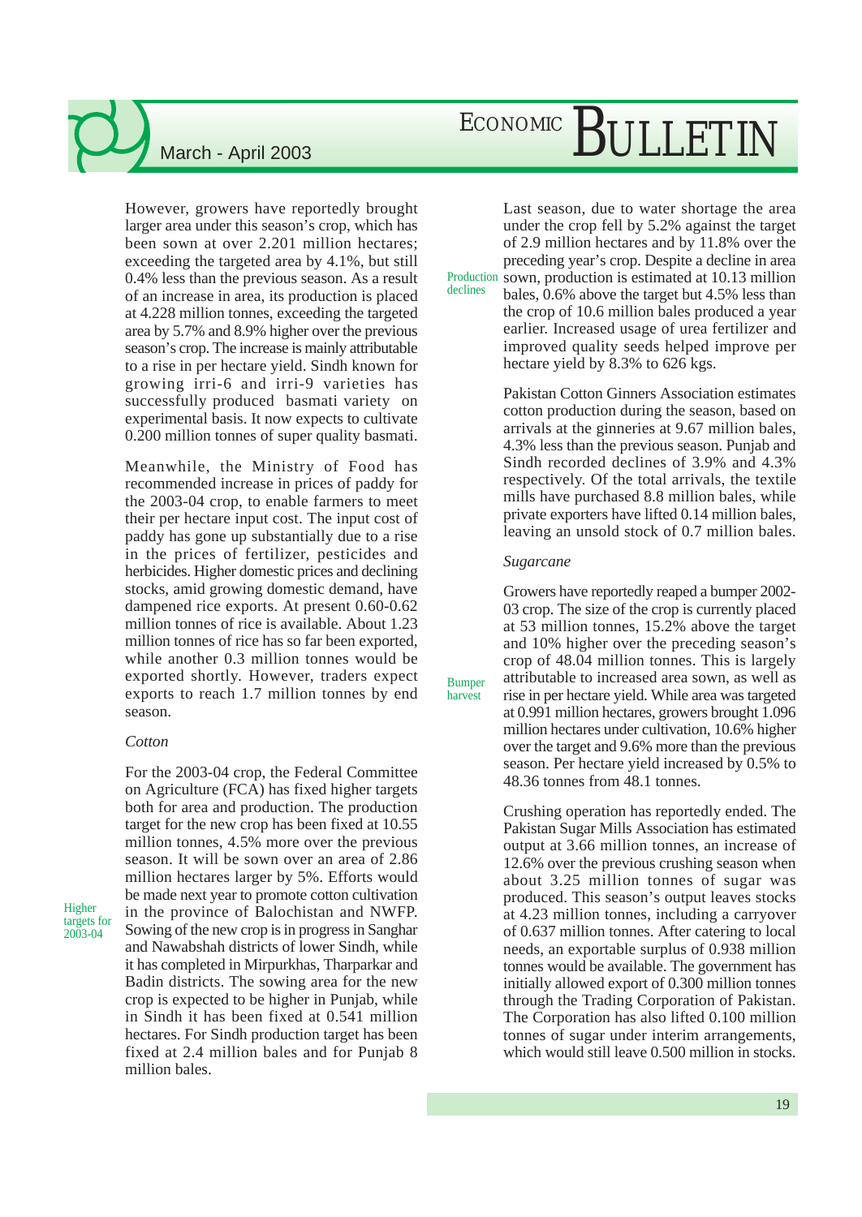However, growers have reportedly brought larger area under this season's crop, which has been sown at over 2.201 million hectares; exceeding the targeted area by 4.1%, but still 0.4% less than the previous season. As a result of an increase in area, its production is placed at 4.228 million tonnes, exceeding the targeted area by 5.7% and 8.9% higher over the previous season's crop. The increase is mainly attributable to a rise in per hectare yield. Sindh known for growing irri-6 and irri-9 varieties has successfully produced basmati variety on experimental basis. It now expects to cultivate 0.200 million tonnes of super quality basmati.

Meanwhile, the Ministry of Food has recommended increase in prices of paddy for the 2003-04 crop, to enable farmers to meet their per hectare input cost. The input cost of paddy has gone up substantially due to a rise in the prices of fertilizer, pesticides and herbicides. Higher domestic prices and declining stocks, amid growing domestic demand, have dampened rice exports. At present 0.60-0.62 million tonnes of rice is available. About 1.23 million tonnes of rice has so far been exported, while another 0.3 million tonnes would be exported shortly. However, traders expect exports to reach 1.7 million tonnes by end season.

*Cotton*

Higher targets for 2003-04

For the 2003-04 crop, the Federal Committee on Agriculture (FCA) has fixed higher targets both for area and production. The production target for the new crop has been fixed at 10.55 million tonnes, 4.5% more over the previous season. It will be sown over an area of 2.86 million hectares larger by 5%. Efforts would be made next year to promote cotton cultivation in the province of Balochistan and NWFP. Sowing of the new crop is in progress in Sanghar and Nawabshah districts of lower Sindh, while it has completed in Mirpurkhas, Tharparkar and Badin districts. The sowing area for the new crop is expected to be higher in Punjab, while in Sindh it has been fixed at 0.541 million hectares. For Sindh production target has been fixed at 2.4 million bales and for Punjab 8 million bales.

Production declines

Last season, due to water shortage the area under the crop fell by 5.2% against the target of 2.9 million hectares and by 11.8% over the preceding year's crop. Despite a decline in area sown, production is estimated at 10.13 million bales, 0.6% above the target but 4.5% less than the crop of 10.6 million bales produced a year earlier. Increased usage of urea fertilizer and improved quality seeds helped improve per hectare yield by 8.3% to 626 kgs.

Pakistan Cotton Ginners Association estimates cotton production during the season, based on arrivals at the ginneries at 9.67 million bales, 4.3% less than the previous season. Punjab and Sindh recorded declines of 3.9% and 4.3% respectively. Of the total arrivals, the textile mills have purchased 8.8 million bales, while private exporters have lifted 0.14 million bales, leaving an unsold stock of 0.7 million bales.

*Sugarcane*

Bumper harvest

Growers have reportedly reaped a bumper 2002-03 crop. The size of the crop is currently placed at 53 million tonnes, 15.2% above the target and 10% higher over the preceding season's crop of 48.04 million tonnes. This is largely attributable to increased area sown, as well as rise in per hectare yield. While area was targeted at 0.991 million hectares, growers brought 1.096 million hectares under cultivation, 10.6% higher over the target and 9.6% more than the previous season. Per hectare yield increased by 0.5% to 48.36 tonnes from 48.1 tonnes.

Crushing operation has reportedly ended. The Pakistan Sugar Mills Association has estimated output at 3.66 million tonnes, an increase of 12.6% over the previous crushing season when about 3.25 million tonnes of sugar was produced. This season's output leaves stocks at 4.23 million tonnes, including a carryover of 0.637 million tonnes. After catering to local needs, an exportable surplus of 0.938 million tonnes would be available. The government has initially allowed export of 0.300 million tonnes through the Trading Corporation of Pakistan. The Corporation has also lifted 0.100 million tonnes of sugar under interim arrangements, which would still leave 0.500 million in stocks.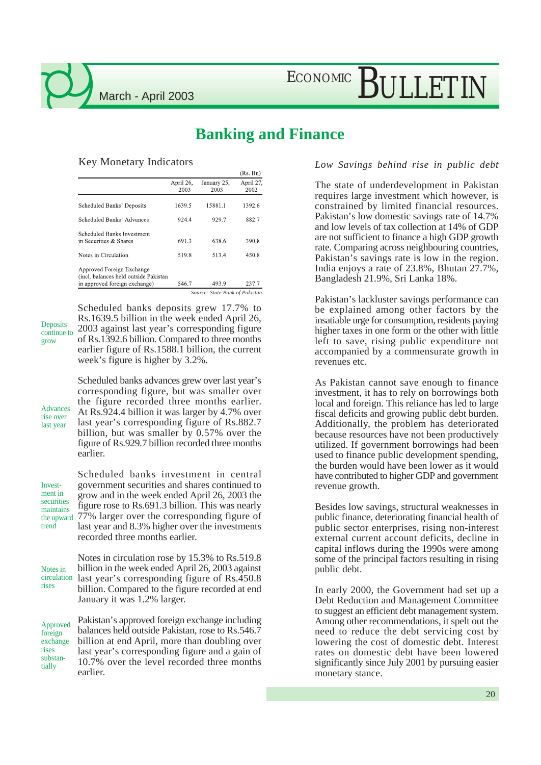# Banking and Finance

## Key Monetary Indicators

(Rs. Bn)

| | April 26, 2003 | January 25, 2003 | April 27, 2002 |
|---|---|---|---|
| Scheduled Banks' Deposits | 1639.5 | 15881.1 | 1392.6 |
| Scheduled Banks' Advances | 924.4 | 929.7 | 882.7 |
| Scheduled Banks Investment in Securities & Shares | 691.3 | 638.6 | 390.8 |
| Notes in Circulation | 519.8 | 513.4 | 450.8 |
| Approved Foreign Exchange (incl. balances held outside Pakistan in approved foreign exchange) | 546.7 | 493.9 | 237.7 |

*Source: State Bank of Pakistan*

**Deposits continue to grow**

Scheduled banks deposits grew 17.7% to Rs.1639.5 billion in the week ended April 26, 2003 against last year's corresponding figure of Rs.1392.6 billion. Compared to three months earlier figure of Rs.1588.1 billion, the current week's figure is higher by 3.2%.

**Advances rise over last year**

Scheduled banks advances grew over last year's corresponding figure, but was smaller over the figure recorded three months earlier. At Rs.924.4 billion it was larger by 4.7% over last year's corresponding figure of Rs.882.7 billion, but was smaller by 0.57% over the figure of Rs.929.7 billion recorded three months earlier.

**Investment in securities maintains the upward trend**

Scheduled banks investment in central government securities and shares continued to grow and in the week ended April 26, 2003 the figure rose to Rs.691.3 billion. This was nearly 77% larger over the corresponding figure of last year and 8.3% higher over the investments recorded three months earlier.

**Notes in circulation rises**

Notes in circulation rose by 15.3% to Rs.519.8 billion in the week ended April 26, 2003 against last year's corresponding figure of Rs.450.8 billion. Compared to the figure recorded at end January it was 1.2% larger.

**Approved foreign exchange rises substantially**

Pakistan's approved foreign exchange including balances held outside Pakistan, rose to Rs.546.7 billion at end April, more than doubling over last year's corresponding figure and a gain of 10.7% over the level recorded three months earlier.

### *Low Savings behind rise in public debt*

The state of underdevelopment in Pakistan requires large investment which however, is constrained by limited financial resources. Pakistan's low domestic savings rate of 14.7% and low levels of tax collection at 14% of GDP are not sufficient to finance a high GDP growth rate. Comparing across neighbouring countries, Pakistan's savings rate is low in the region. India enjoys a rate of 23.8%, Bhutan 27.7%, Bangladesh 21.9%, Sri Lanka 18%.

Pakistan's lackluster savings performance can be explained among other factors by the insatiable urge for consumption, residents paying higher taxes in one form or the other with little left to save, rising public expenditure not accompanied by a commensurate growth in revenues etc.

As Pakistan cannot save enough to finance investment, it has to rely on borrowings both local and foreign. This reliance has led to large fiscal deficits and growing public debt burden. Additionally, the problem has deteriorated because resources have not been productively utilized. If government borrowings had been used to finance public development spending, the burden would have been lower as it would have contributed to higher GDP and government revenue growth.

Besides low savings, structural weaknesses in public finance, deteriorating financial health of public sector enterprises, rising non-interest external current account deficits, decline in capital inflows during the 1990s were among some of the principal factors resulting in rising public debt.

In early 2000, the Government had set up a Debt Reduction and Management Committee to suggest an efficient debt management system. Among other recommendations, it spelt out the need to reduce the debt servicing cost by lowering the cost of domestic debt. Interest rates on domestic debt have been lowered significantly since July 2001 by pursuing easier monetary stance.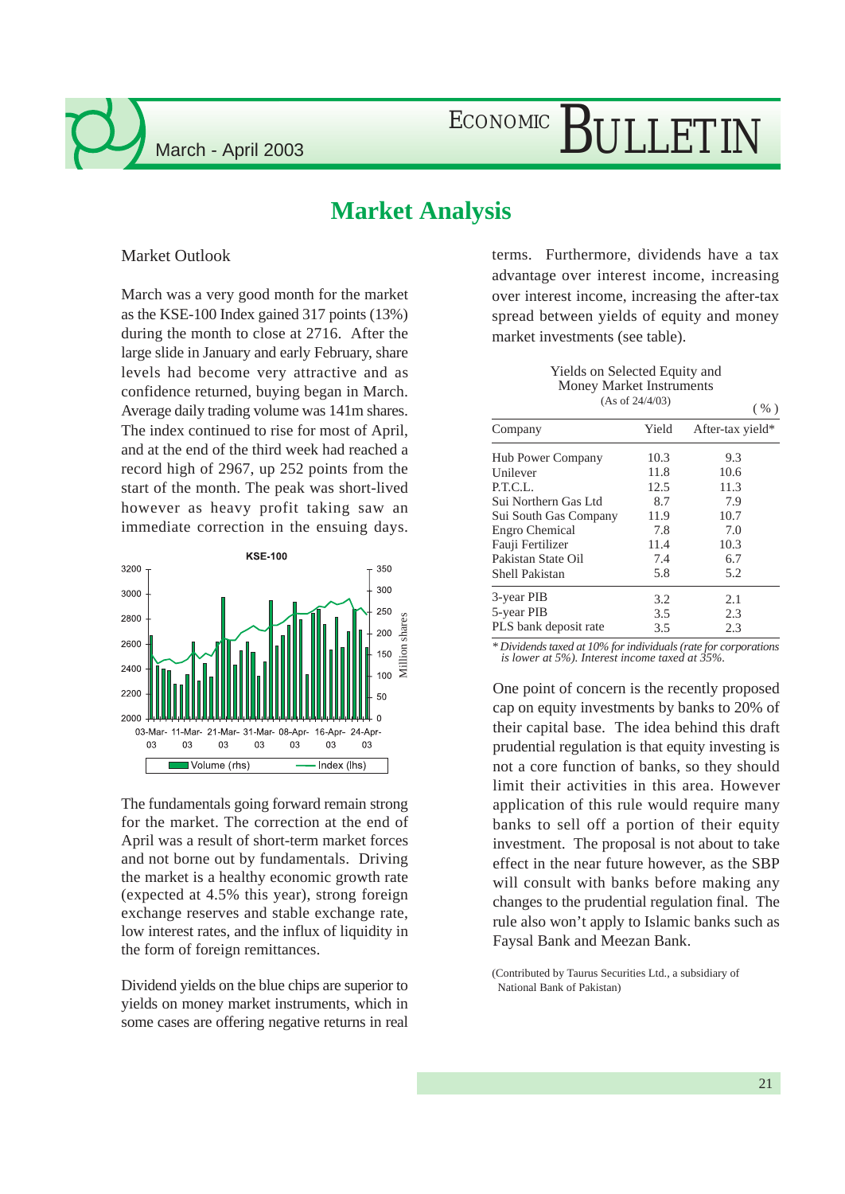# Market Analysis

## Market Outlook

March was a very good month for the market as the KSE-100 Index gained 317 points (13%) during the month to close at 2716. After the large slide in January and early February, share levels had become very attractive and as confidence returned, buying began in March. Average daily trading volume was 141m shares. The index continued to rise for most of April, and at the end of the third week had reached a record high of 2967, up 252 points from the start of the month. The peak was short-lived however as heavy profit taking saw an immediate correction in the ensuing days.

The fundamentals going forward remain strong for the market. The correction at the end of April was a result of short-term market forces and not borne out by fundamentals. Driving the market is a healthy economic growth rate (expected at 4.5% this year), strong foreign exchange reserves and stable exchange rate, low interest rates, and the influx of liquidity in the form of foreign remittances.

Dividend yields on the blue chips are superior to yields on money market instruments, which in some cases are offering negative returns in real terms. Furthermore, dividends have a tax advantage over interest income, increasing over interest income, increasing the after-tax spread between yields of equity and money market investments (see table).

Yields on Selected Equity and Money Market Instruments
(As of 24/4/03)

(%)

| Company | Yield | After-tax yield* |
|---|---|---|
| Hub Power Company | 10.3 | 9.3 |
| Unilever | 11.8 | 10.6 |
| P.T.C.L. | 12.5 | 11.3 |
| Sui Northern Gas Ltd | 8.7 | 7.9 |
| Sui South Gas Company | 11.9 | 10.7 |
| Engro Chemical | 7.8 | 7.0 |
| Fauji Fertilizer | 11.4 | 10.3 |
| Pakistan State Oil | 7.4 | 6.7 |
| Shell Pakistan | 5.8 | 5.2 |
| 3-year PIB | 3.2 | 2.1 |
| 5-year PIB | 3.5 | 2.3 |
| PLS bank deposit rate | 3.5 | 2.3 |

*\* Dividends taxed at 10% for individuals (rate for corporations is lower at 5%). Interest income taxed at 35%.*

One point of concern is the recently proposed cap on equity investments by banks to 20% of their capital base. The idea behind this draft prudential regulation is that equity investing is not a core function of banks, so they should limit their activities in this area. However application of this rule would require many banks to sell off a portion of their equity investment. The proposal is not about to take effect in the near future however, as the SBP will consult with banks before making any changes to the prudential regulation final. The rule also won't apply to Islamic banks such as Faysal Bank and Meezan Bank.

(Contributed by Taurus Securities Ltd., a subsidiary of National Bank of Pakistan)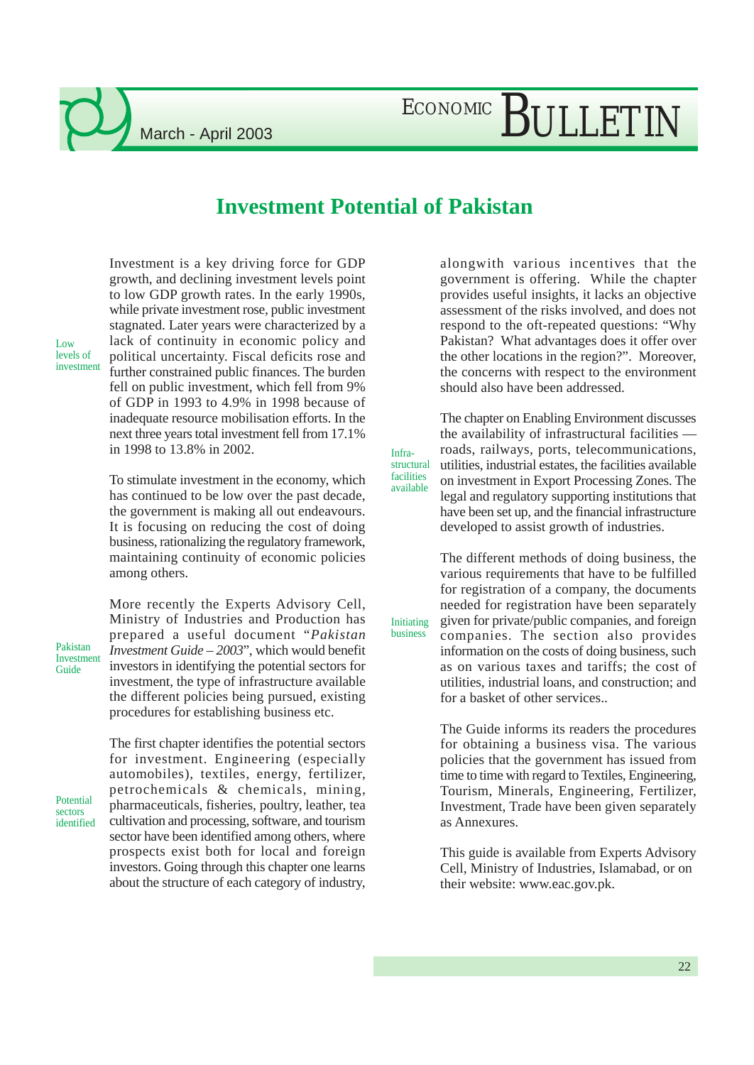# Investment Potential of Pakistan

Low levels of investment

Investment is a key driving force for GDP growth, and declining investment levels point to low GDP growth rates. In the early 1990s, while private investment rose, public investment stagnated. Later years were characterized by a lack of continuity in economic policy and political uncertainty. Fiscal deficits rose and further constrained public finances. The burden fell on public investment, which fell from 9% of GDP in 1993 to 4.9% in 1998 because of inadequate resource mobilisation efforts. In the next three years total investment fell from 17.1% in 1998 to 13.8% in 2002.

To stimulate investment in the economy, which has continued to be low over the past decade, the government is making all out endeavours. It is focusing on reducing the cost of doing business, rationalizing the regulatory framework, maintaining continuity of economic policies among others.

Pakistan Investment Guide

More recently the Experts Advisory Cell, Ministry of Industries and Production has prepared a useful document "*Pakistan Investment Guide – 2003*", which would benefit investors in identifying the potential sectors for investment, the type of infrastructure available the different policies being pursued, existing procedures for establishing business etc.

Potential sectors identified

The first chapter identifies the potential sectors for investment. Engineering (especially automobiles), textiles, energy, fertilizer, petrochemicals & chemicals, mining, pharmaceuticals, fisheries, poultry, leather, tea cultivation and processing, software, and tourism sector have been identified among others, where prospects exist both for local and foreign investors. Going through this chapter one learns about the structure of each category of industry, alongwith various incentives that the government is offering. While the chapter provides useful insights, it lacks an objective assessment of the risks involved, and does not respond to the oft-repeated questions: "Why Pakistan? What advantages does it offer over the other locations in the region?". Moreover, the concerns with respect to the environment should also have been addressed.

Infra-structural facilities available

The chapter on Enabling Environment discusses the availability of infrastructural facilities — roads, railways, ports, telecommunications, utilities, industrial estates, the facilities available on investment in Export Processing Zones. The legal and regulatory supporting institutions that have been set up, and the financial infrastructure developed to assist growth of industries.

Initiating business

The different methods of doing business, the various requirements that have to be fulfilled for registration of a company, the documents needed for registration have been separately given for private/public companies, and foreign companies. The section also provides information on the costs of doing business, such as on various taxes and tariffs; the cost of utilities, industrial loans, and construction; and for a basket of other services..

The Guide informs its readers the procedures for obtaining a business visa. The various policies that the government has issued from time to time with regard to Textiles, Engineering, Tourism, Minerals, Engineering, Fertilizer, Investment, Trade have been given separately as Annexures.

This guide is available from Experts Advisory Cell, Ministry of Industries, Islamabad, or on their website: www.eac.gov.pk.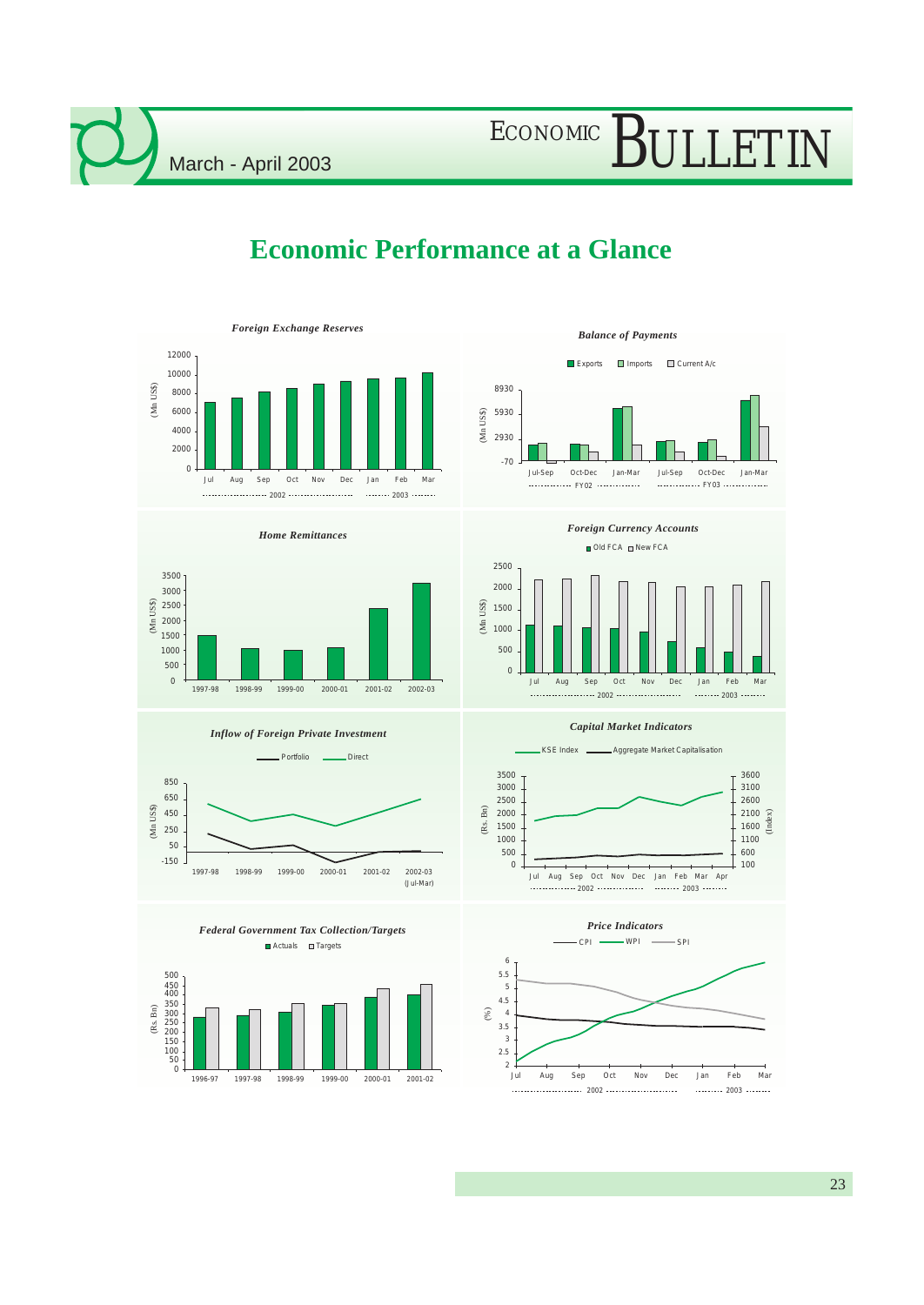# Economic Performance at a Glance

### *Foreign Exchange Reserves*

(Mn US$)

Jul Aug Sep Oct Nov Dec Jan Feb Mar

2002 | 2003

### *Balance of Payments*

Exports | Imports | Current A/c

(Mn US$)

Jul-Sep Oct-Dec Jan-Mar | Jul-Sep Oct-Dec Jan-Mar

FY02 | FY03

### *Home Remittances*

(Mn US$)

1997-98 1998-99 1999-00 2000-01 2001-02 2002-03

### *Foreign Currency Accounts*

Old FCA | New FCA

(Mn US$)

Jul Aug Sep Oct Nov Dec Jan Feb Mar

2002 | 2003

### *Inflow of Foreign Private Investment*

Portfolio | Direct

(Mn US$)

1997-98 1998-99 1999-00 2000-01 2001-02 2002-03 (Jul-Mar)

### *Capital Market Indicators*

KSE Index | Aggregate Market Capitalisation

(Rs. Bn) | (Index)

Jul Aug Sep Oct Nov Dec Jan Feb Mar Apr

2002 | 2003

### *Federal Government Tax Collection/Targets*

Actuals | Targets

(Rs. Bn)

1996-97 1997-98 1998-99 1999-00 2000-01 2001-02

### *Price Indicators*

CPI | WPI | SPI

(%)

Jul Aug Sep Oct Nov Dec Jan Feb Mar

2002 | 2003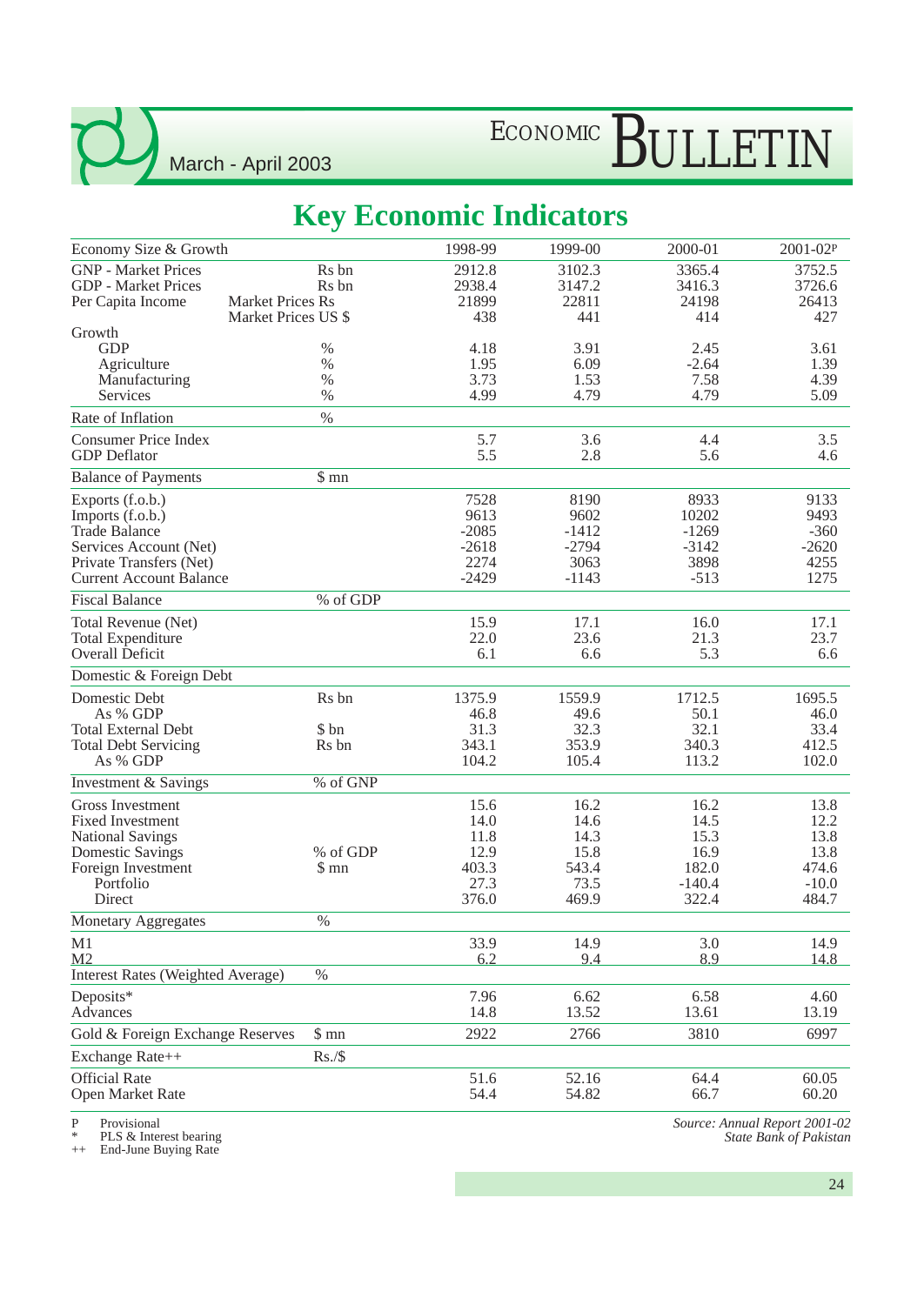# Key Economic Indicators

| Economy Size & Growth | | 1998-99 | 1999-00 | 2000-01 | 2001-02P |
|---|---|---|---|---|---|
| GNP - Market Prices | Rs bn | 2912.8 | 3102.3 | 3365.4 | 3752.5 |
| GDP - Market Prices | Rs bn | 2938.4 | 3147.2 | 3416.3 | 3726.6 |
| Per Capita Income | Market Prices Rs | 21899 | 22811 | 24198 | 26413 |
| | Market Prices US $ | 438 | 441 | 414 | 427 |
| Growth | | | | | |
| GDP | % | 4.18 | 3.91 | 2.45 | 3.61 |
| Agriculture | % | 1.95 | 6.09 | -2.64 | 1.39 |
| Manufacturing | % | 3.73 | 1.53 | 7.58 | 4.39 |
| Services | % | 4.99 | 4.79 | 4.79 | 5.09 |
| **Rate of Inflation** | % | | | | |
| Consumer Price Index | | 5.7 | 3.6 | 4.4 | 3.5 |
| GDP Deflator | | 5.5 | 2.8 | 5.6 | 4.6 |
| **Balance of Payments** | $ mn | | | | |
| Exports (f.o.b.) | | 7528 | 8190 | 8933 | 9133 |
| Imports (f.o.b.) | | 9613 | 9602 | 10202 | 9493 |
| Trade Balance | | -2085 | -1412 | -1269 | -360 |
| Services Account (Net) | | -2618 | -2794 | -3142 | -2620 |
| Private Transfers (Net) | | 2274 | 3063 | 3898 | 4255 |
| Current Account Balance | | -2429 | -1143 | -513 | 1275 |
| **Fiscal Balance** | % of GDP | | | | |
| Total Revenue (Net) | | 15.9 | 17.1 | 16.0 | 17.1 |
| Total Expenditure | | 22.0 | 23.6 | 21.3 | 23.7 |
| Overall Deficit | | 6.1 | 6.6 | 5.3 | 6.6 |
| **Domestic & Foreign Debt** | | | | | |
| Domestic Debt | Rs bn | 1375.9 | 1559.9 | 1712.5 | 1695.5 |
| As % GDP | | 46.8 | 49.6 | 50.1 | 46.0 |
| Total External Debt | $ bn | 31.3 | 32.3 | 32.1 | 33.4 |
| Total Debt Servicing | Rs bn | 343.1 | 353.9 | 340.3 | 412.5 |
| As % GDP | | 104.2 | 105.4 | 113.2 | 102.0 |
| **Investment & Savings** | % of GNP | | | | |
| Gross Investment | | 15.6 | 16.2 | 16.2 | 13.8 |
| Fixed Investment | | 14.0 | 14.6 | 14.5 | 12.2 |
| National Savings | | 11.8 | 14.3 | 15.3 | 13.8 |
| Domestic Savings | % of GDP | 12.9 | 15.8 | 16.9 | 13.8 |
| Foreign Investment | $ mn | 403.3 | 543.4 | 182.0 | 474.6 |
| Portfolio | | 27.3 | 73.5 | -140.4 | -10.0 |
| Direct | | 376.0 | 469.9 | 322.4 | 484.7 |
| **Monetary Aggregates** | % | | | | |
| M1 | | 33.9 | 14.9 | 3.0 | 14.9 |
| M2 | | 6.2 | 9.4 | 8.9 | 14.8 |
| **Interest Rates (Weighted Average)** | % | | | | |
| Deposits* | | 7.96 | 6.62 | 6.58 | 4.60 |
| Advances | | 14.8 | 13.52 | 13.61 | 13.19 |
| **Gold & Foreign Exchange Reserves** | $ mn | 2922 | 2766 | 3810 | 6997 |
| **Exchange Rate++** | Rs./$ | | | | |
| Official Rate | | 51.6 | 52.16 | 64.4 | 60.05 |
| Open Market Rate | | 54.4 | 54.82 | 66.7 | 60.20 |

P Provisional
\* PLS & Interest bearing
++ End-June Buying Rate

*Source: Annual Report 2001-02*
*State Bank of Pakistan*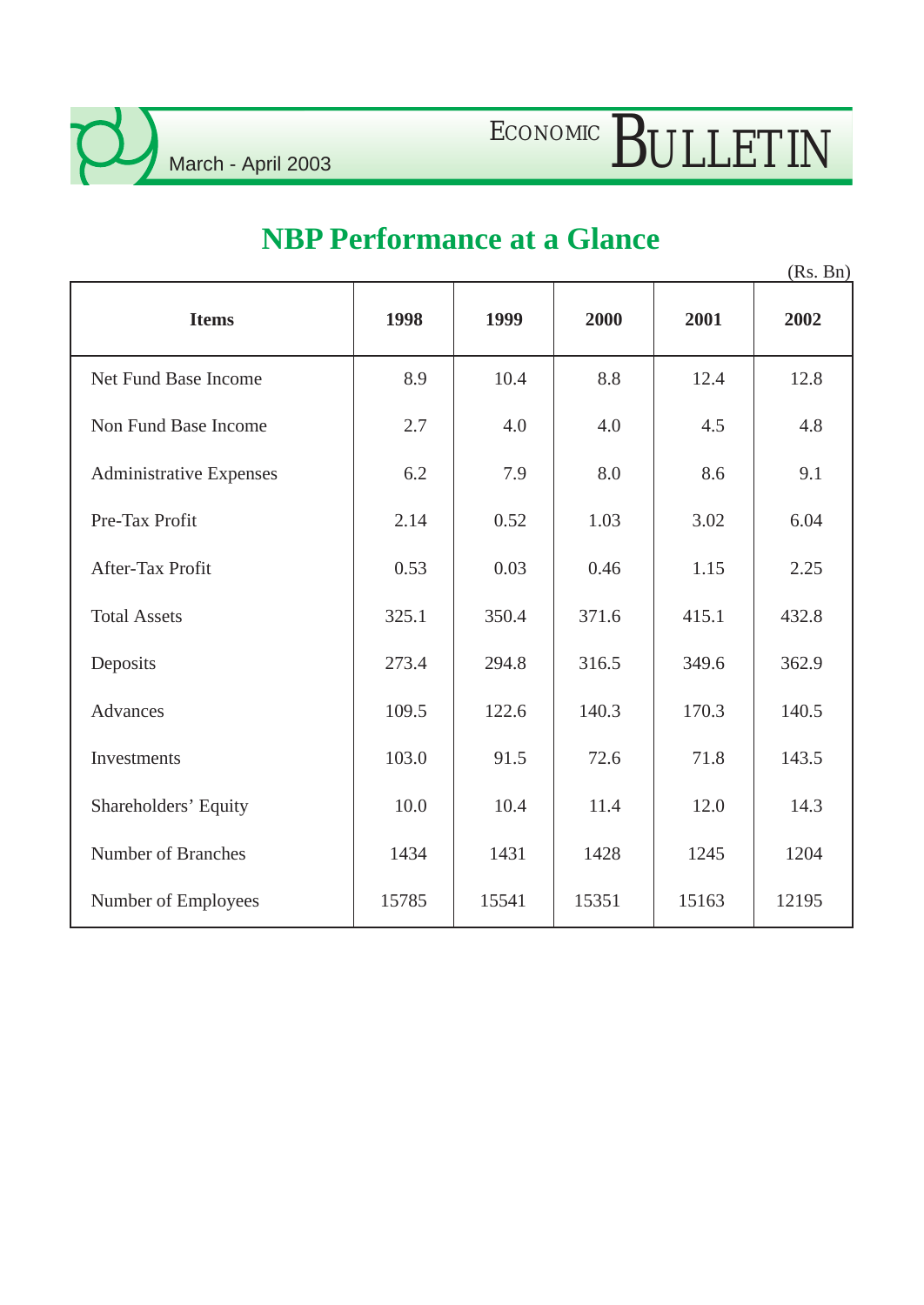# NBP Performance at a Glance

(Rs. Bn)

| Items | 1998 | 1999 | 2000 | 2001 | 2002 |
|---|---|---|---|---|---|
| Net Fund Base Income | 8.9 | 10.4 | 8.8 | 12.4 | 12.8 |
| Non Fund Base Income | 2.7 | 4.0 | 4.0 | 4.5 | 4.8 |
| Administrative Expenses | 6.2 | 7.9 | 8.0 | 8.6 | 9.1 |
| Pre-Tax Profit | 2.14 | 0.52 | 1.03 | 3.02 | 6.04 |
| After-Tax Profit | 0.53 | 0.03 | 0.46 | 1.15 | 2.25 |
| Total Assets | 325.1 | 350.4 | 371.6 | 415.1 | 432.8 |
| Deposits | 273.4 | 294.8 | 316.5 | 349.6 | 362.9 |
| Advances | 109.5 | 122.6 | 140.3 | 170.3 | 140.5 |
| Investments | 103.0 | 91.5 | 72.6 | 71.8 | 143.5 |
| Shareholders' Equity | 10.0 | 10.4 | 11.4 | 12.0 | 14.3 |
| Number of Branches | 1434 | 1431 | 1428 | 1245 | 1204 |
| Number of Employees | 15785 | 15541 | 15351 | 15163 | 12195 |